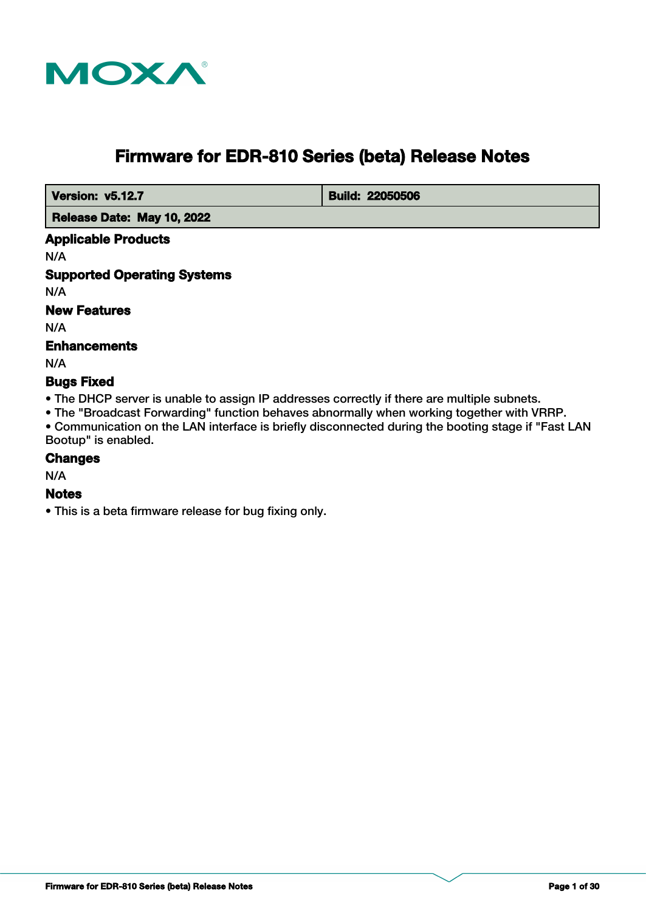# Firmware for EDR-810 Series (beta) Release Notes

| **Version: v5.12.7** | **Build: 22050506** |
| --- | --- |
| **Release Date: May 10, 2022** | |

## Applicable Products

N/A

## Supported Operating Systems

N/A

## New Features

N/A

## Enhancements

N/A

## Bugs Fixed

- The DHCP server is unable to assign IP addresses correctly if there are multiple subnets.
- The "Broadcast Forwarding" function behaves abnormally when working together with VRRP.
- Communication on the LAN interface is briefly disconnected during the booting stage if "Fast LAN Bootup" is enabled.

## Changes

N/A

## Notes

- This is a beta firmware release for bug fixing only.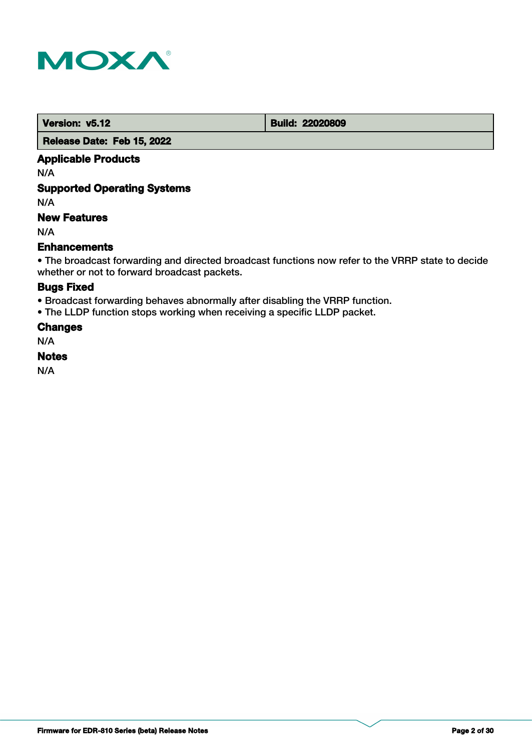| Version: v5.12 | Build: 22020809 |
| --- | --- |
| Release Date: Feb 15, 2022 | |

### Applicable Products

N/A

### Supported Operating Systems

N/A

### New Features

N/A

### Enhancements

- The broadcast forwarding and directed broadcast functions now refer to the VRRP state to decide whether or not to forward broadcast packets.

### Bugs Fixed

- Broadcast forwarding behaves abnormally after disabling the VRRP function.
- The LLDP function stops working when receiving a specific LLDP packet.

### Changes

N/A

### Notes

N/A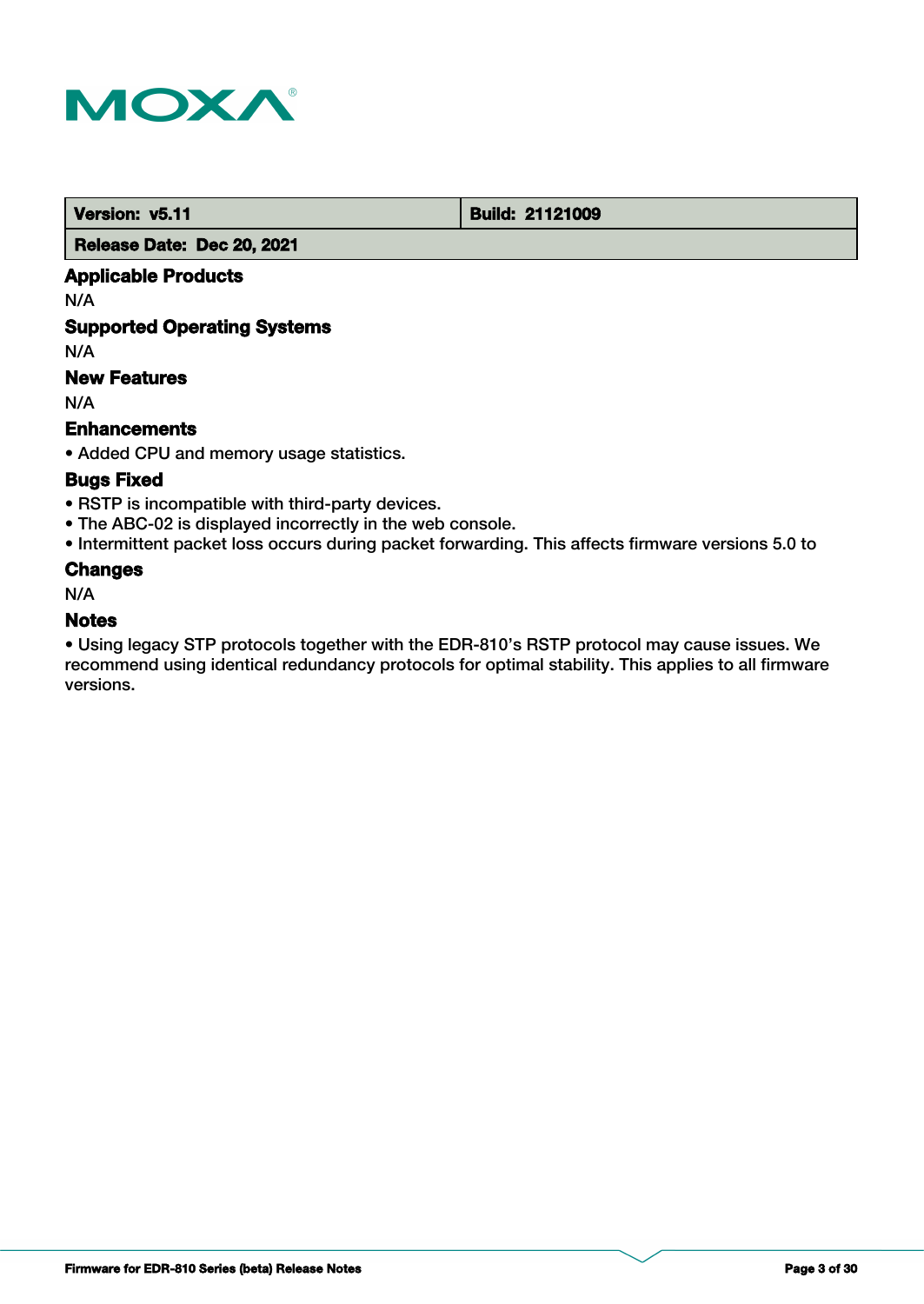| Version: v5.11 | Build: 21121009 |
| --- | --- |
| Release Date: Dec 20, 2021 | |

### Applicable Products

N/A

### Supported Operating Systems

N/A

### New Features

N/A

### Enhancements

- Added CPU and memory usage statistics.

### Bugs Fixed

- RSTP is incompatible with third-party devices.
- The ABC-02 is displayed incorrectly in the web console.
- Intermittent packet loss occurs during packet forwarding. This affects firmware versions 5.0 to

### Changes

N/A

### Notes

- Using legacy STP protocols together with the EDR-810's RSTP protocol may cause issues. We recommend using identical redundancy protocols for optimal stability. This applies to all firmware versions.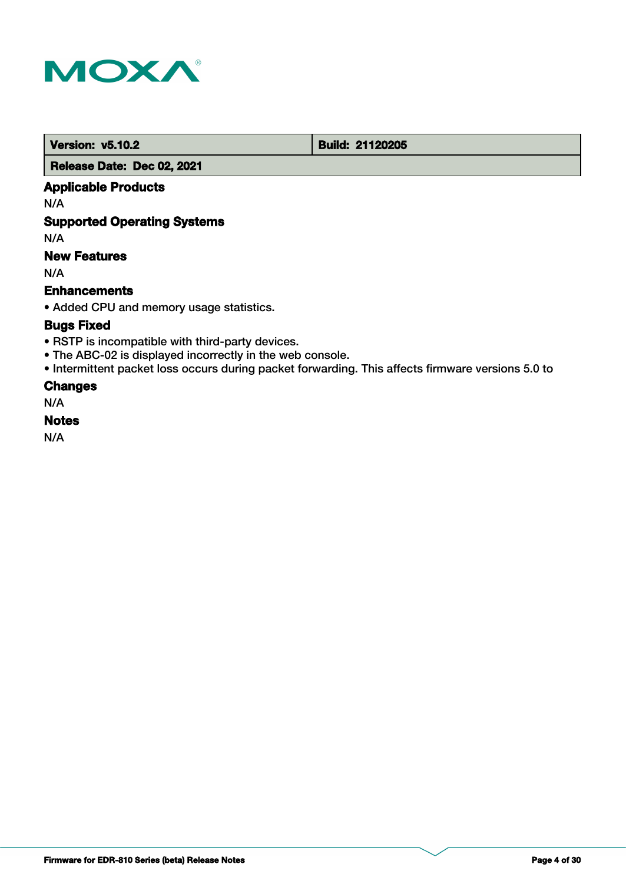| Version: v5.10.2 | Build: 21120205 |
| --- | --- |
| Release Date: Dec 02, 2021 | |

### Applicable Products

N/A

### Supported Operating Systems

N/A

### New Features

N/A

### Enhancements

• Added CPU and memory usage statistics.

### Bugs Fixed

• RSTP is incompatible with third-party devices.
• The ABC-02 is displayed incorrectly in the web console.
• Intermittent packet loss occurs during packet forwarding. This affects firmware versions 5.0 to

### Changes

N/A

### Notes

N/A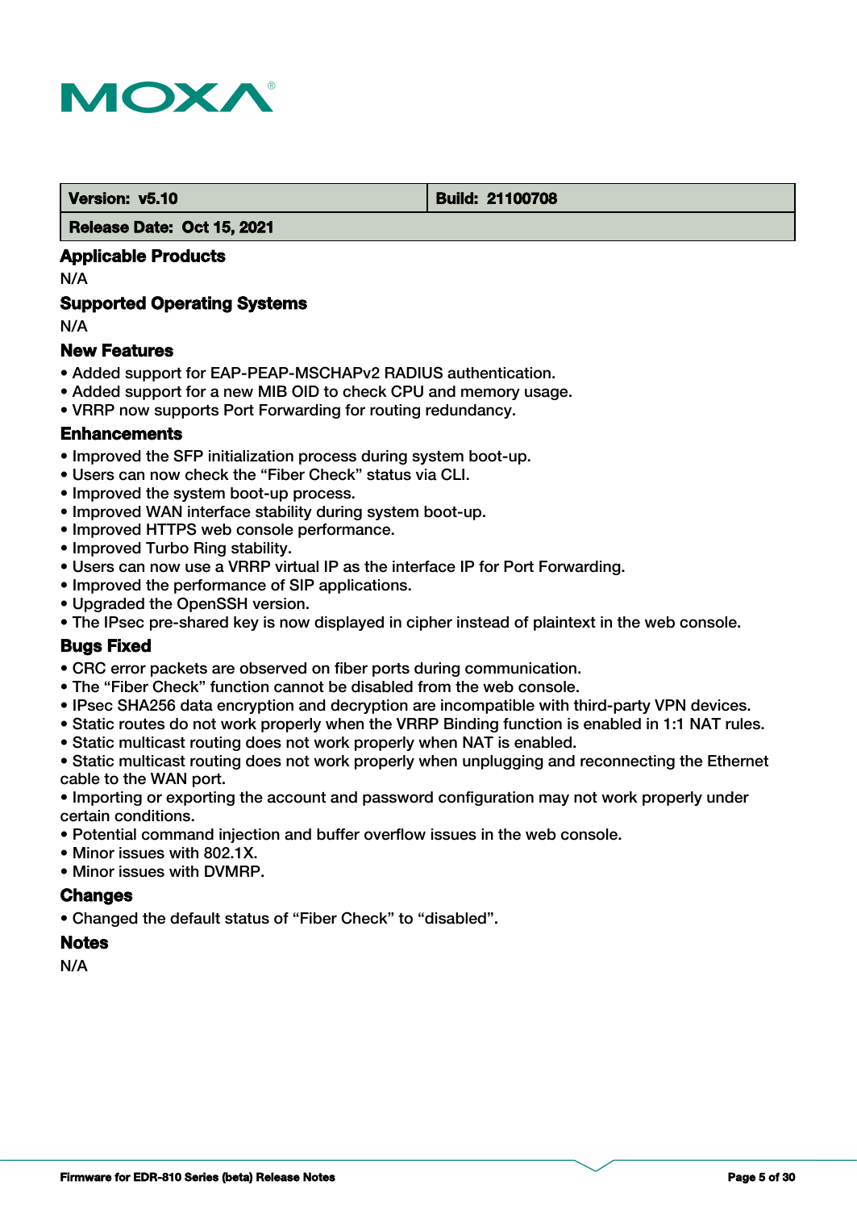| Version: v5.10 | Build: 21100708 |
| --- | --- |
| Release Date: Oct 15, 2021 | |

### Applicable Products

N/A

### Supported Operating Systems

N/A

### New Features

- Added support for EAP-PEAP-MSCHAPv2 RADIUS authentication.
- Added support for a new MIB OID to check CPU and memory usage.
- VRRP now supports Port Forwarding for routing redundancy.

### Enhancements

- Improved the SFP initialization process during system boot-up.
- Users can now check the “Fiber Check” status via CLI.
- Improved the system boot-up process.
- Improved WAN interface stability during system boot-up.
- Improved HTTPS web console performance.
- Improved Turbo Ring stability.
- Users can now use a VRRP virtual IP as the interface IP for Port Forwarding.
- Improved the performance of SIP applications.
- Upgraded the OpenSSH version.
- The IPsec pre-shared key is now displayed in cipher instead of plaintext in the web console.

### Bugs Fixed

- CRC error packets are observed on fiber ports during communication.
- The “Fiber Check” function cannot be disabled from the web console.
- IPsec SHA256 data encryption and decryption are incompatible with third-party VPN devices.
- Static routes do not work properly when the VRRP Binding function is enabled in 1:1 NAT rules.
- Static multicast routing does not work properly when NAT is enabled.
- Static multicast routing does not work properly when unplugging and reconnecting the Ethernet cable to the WAN port.
- Importing or exporting the account and password configuration may not work properly under certain conditions.
- Potential command injection and buffer overflow issues in the web console.
- Minor issues with 802.1X.
- Minor issues with DVMRP.

### Changes

- Changed the default status of “Fiber Check” to “disabled”.

### Notes

N/A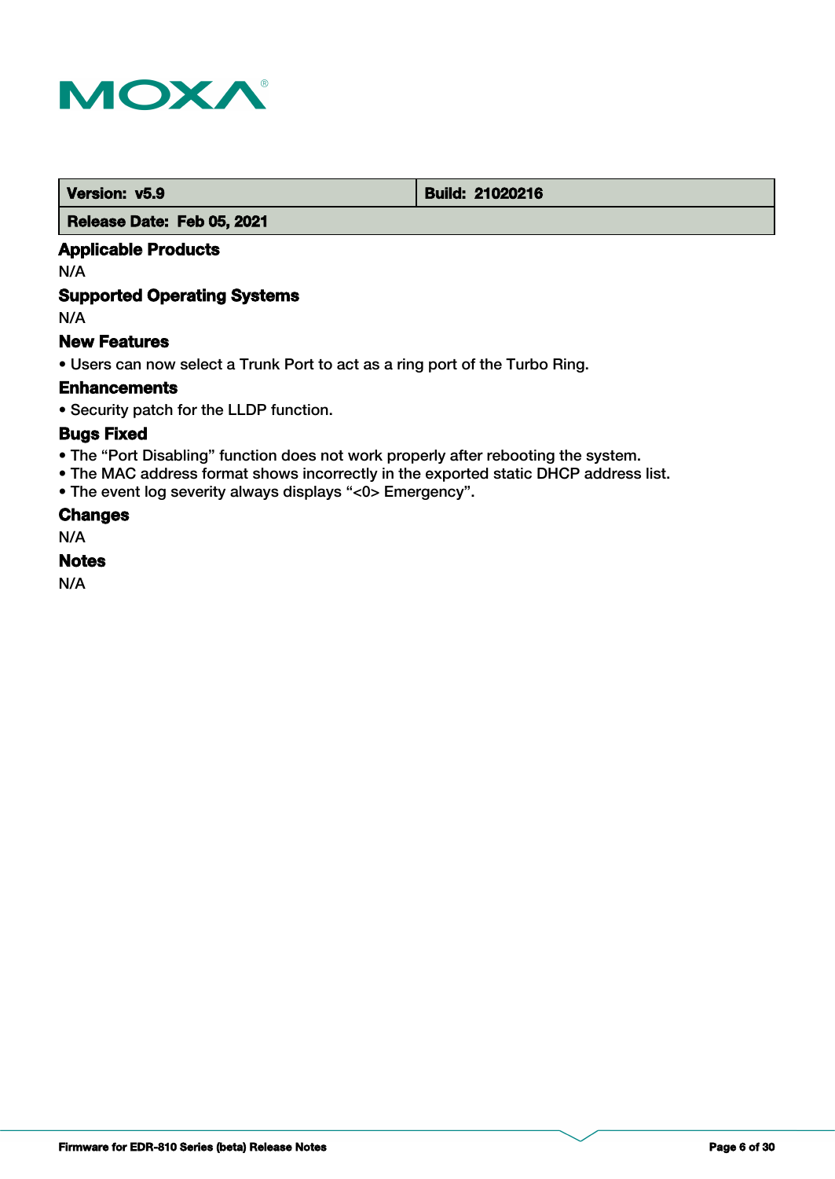| Version: v5.9 | Build: 21020216 |
| --- | --- |
| Release Date: Feb 05, 2021 | |

### Applicable Products

N/A

### Supported Operating Systems

N/A

### New Features

• Users can now select a Trunk Port to act as a ring port of the Turbo Ring.

### Enhancements

• Security patch for the LLDP function.

### Bugs Fixed

• The “Port Disabling” function does not work properly after rebooting the system.
• The MAC address format shows incorrectly in the exported static DHCP address list.
• The event log severity always displays “<0> Emergency”.

### Changes

N/A

### Notes

N/A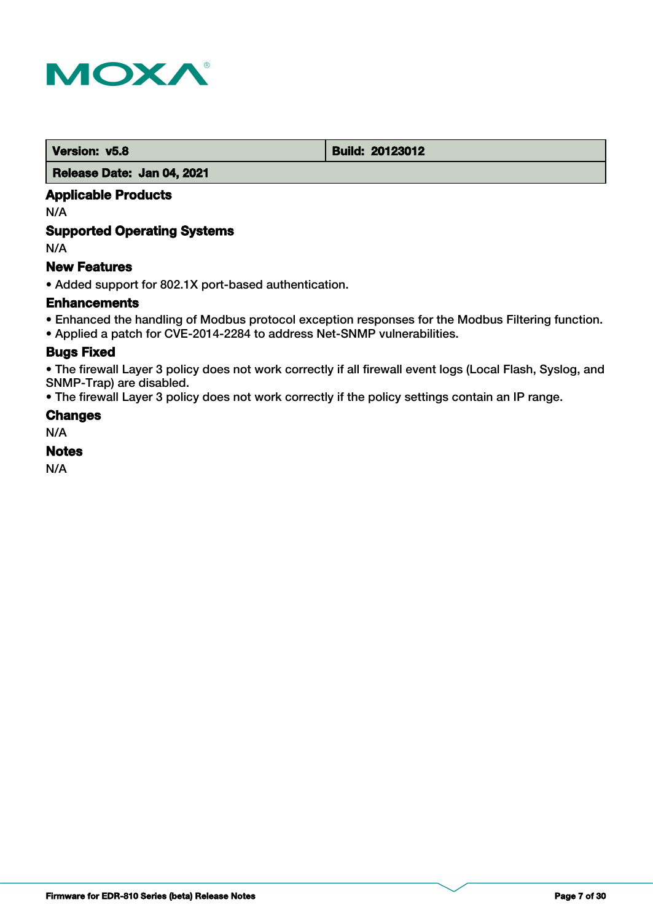| Version: v5.8 | Build: 20123012 |
| --- | --- |
| Release Date: Jan 04, 2021 | |

### Applicable Products

N/A

### Supported Operating Systems

N/A

### New Features

• Added support for 802.1X port-based authentication.

### Enhancements

• Enhanced the handling of Modbus protocol exception responses for the Modbus Filtering function.
• Applied a patch for CVE-2014-2284 to address Net-SNMP vulnerabilities.

### Bugs Fixed

• The firewall Layer 3 policy does not work correctly if all firewall event logs (Local Flash, Syslog, and SNMP-Trap) are disabled.
• The firewall Layer 3 policy does not work correctly if the policy settings contain an IP range.

### Changes

N/A

### Notes

N/A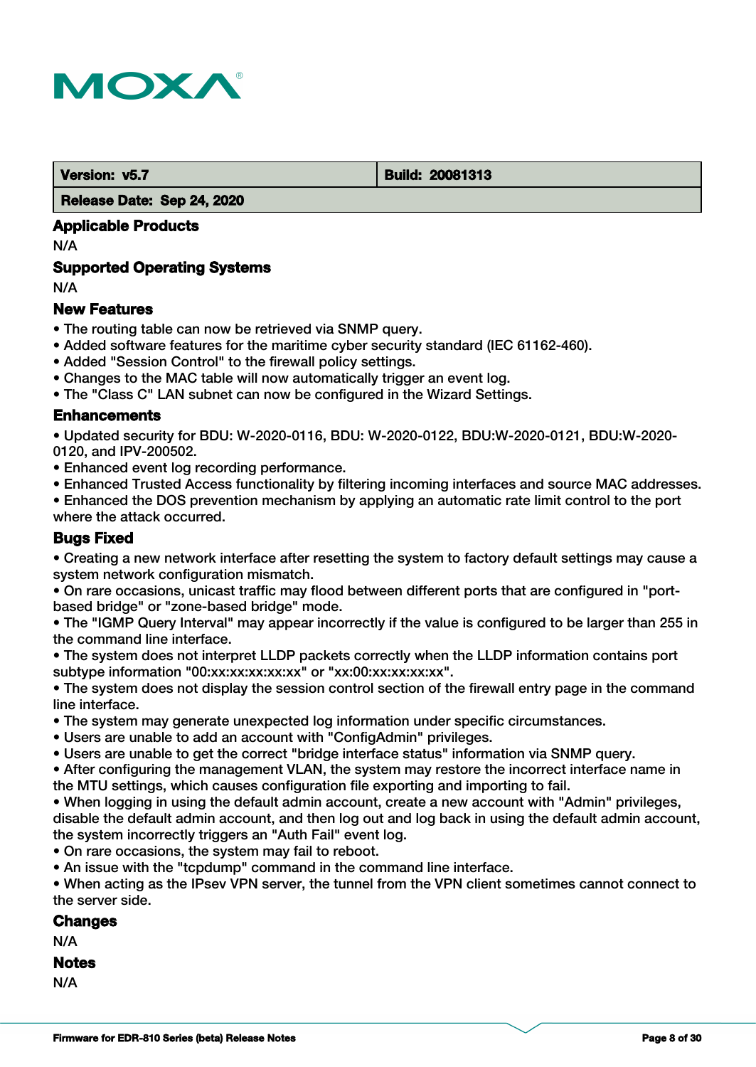| Version: v5.7 | Build: 20081313 |
| --- | --- |
| Release Date: Sep 24, 2020 | |

### Applicable Products

N/A

### Supported Operating Systems

N/A

### New Features

- The routing table can now be retrieved via SNMP query.
- Added software features for the maritime cyber security standard (IEC 61162-460).
- Added "Session Control" to the firewall policy settings.
- Changes to the MAC table will now automatically trigger an event log.
- The "Class C" LAN subnet can now be configured in the Wizard Settings.

### Enhancements

- Updated security for BDU: W-2020-0116, BDU: W-2020-0122, BDU:W-2020-0121, BDU:W-2020-0120, and IPV-200502.
- Enhanced event log recording performance.
- Enhanced Trusted Access functionality by filtering incoming interfaces and source MAC addresses.
- Enhanced the DOS prevention mechanism by applying an automatic rate limit control to the port where the attack occurred.

### Bugs Fixed

- Creating a new network interface after resetting the system to factory default settings may cause a system network configuration mismatch.
- On rare occasions, unicast traffic may flood between different ports that are configured in "port-based bridge" or "zone-based bridge" mode.
- The "IGMP Query Interval" may appear incorrectly if the value is configured to be larger than 255 in the command line interface.
- The system does not interpret LLDP packets correctly when the LLDP information contains port subtype information "00:xx:xx:xx:xx:xx" or "xx:00:xx:xx:xx:xx".
- The system does not display the session control section of the firewall entry page in the command line interface.
- The system may generate unexpected log information under specific circumstances.
- Users are unable to add an account with "ConfigAdmin" privileges.
- Users are unable to get the correct "bridge interface status" information via SNMP query.
- After configuring the management VLAN, the system may restore the incorrect interface name in the MTU settings, which causes configuration file exporting and importing to fail.
- When logging in using the default admin account, create a new account with "Admin" privileges, disable the default admin account, and then log out and log back in using the default admin account, the system incorrectly triggers an "Auth Fail" event log.
- On rare occasions, the system may fail to reboot.
- An issue with the "tcpdump" command in the command line interface.
- When acting as the IPsev VPN server, the tunnel from the VPN client sometimes cannot connect to the server side.

### Changes

N/A

### Notes

N/A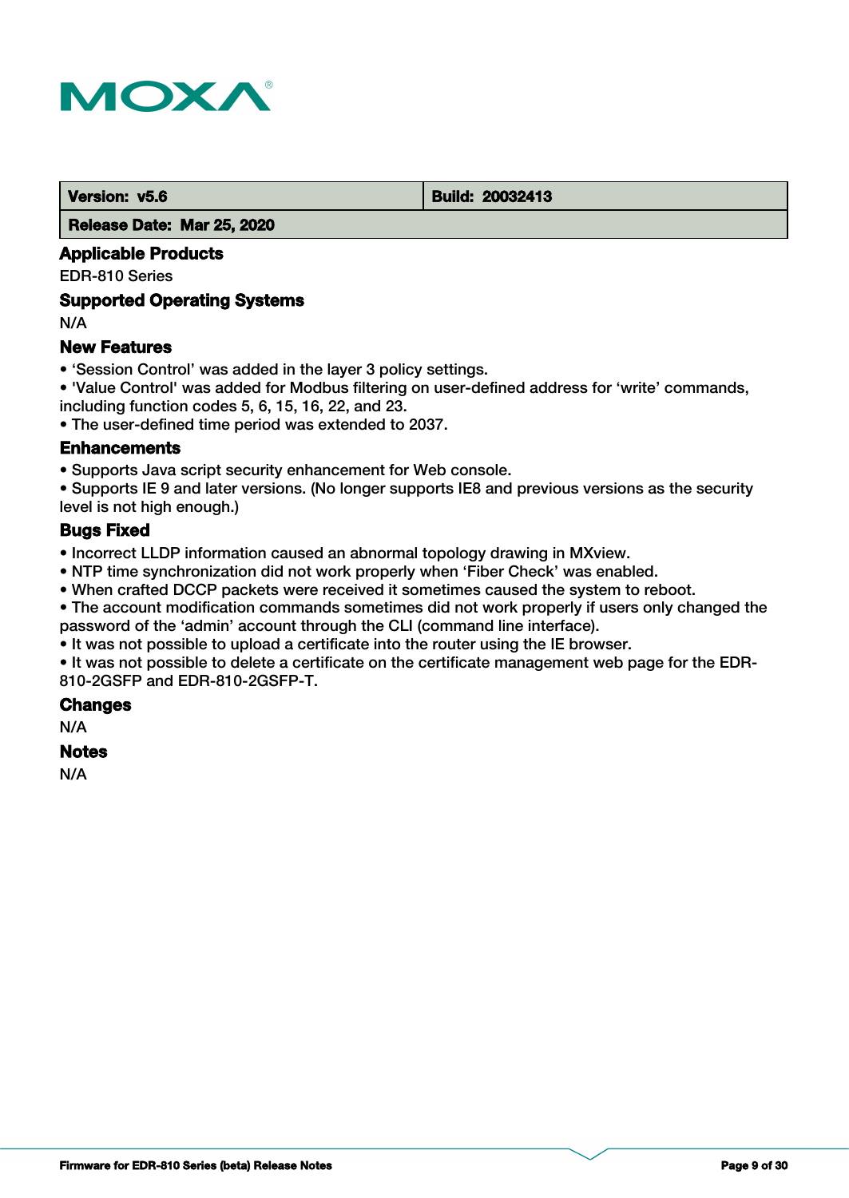| Version: v5.6 | Build: 20032413 |
| --- | --- |
| Release Date: Mar 25, 2020 | |

### Applicable Products

EDR-810 Series

### Supported Operating Systems

N/A

### New Features

- 'Session Control' was added in the layer 3 policy settings.
- 'Value Control' was added for Modbus filtering on user-defined address for 'write' commands, including function codes 5, 6, 15, 16, 22, and 23.
- The user-defined time period was extended to 2037.

### Enhancements

- Supports Java script security enhancement for Web console.
- Supports IE 9 and later versions. (No longer supports IE8 and previous versions as the security level is not high enough.)

### Bugs Fixed

- Incorrect LLDP information caused an abnormal topology drawing in MXview.
- NTP time synchronization did not work properly when 'Fiber Check' was enabled.
- When crafted DCCP packets were received it sometimes caused the system to reboot.
- The account modification commands sometimes did not work properly if users only changed the password of the 'admin' account through the CLI (command line interface).
- It was not possible to upload a certificate into the router using the IE browser.
- It was not possible to delete a certificate on the certificate management web page for the EDR-810-2GSFP and EDR-810-2GSFP-T.

### Changes

N/A

### Notes

N/A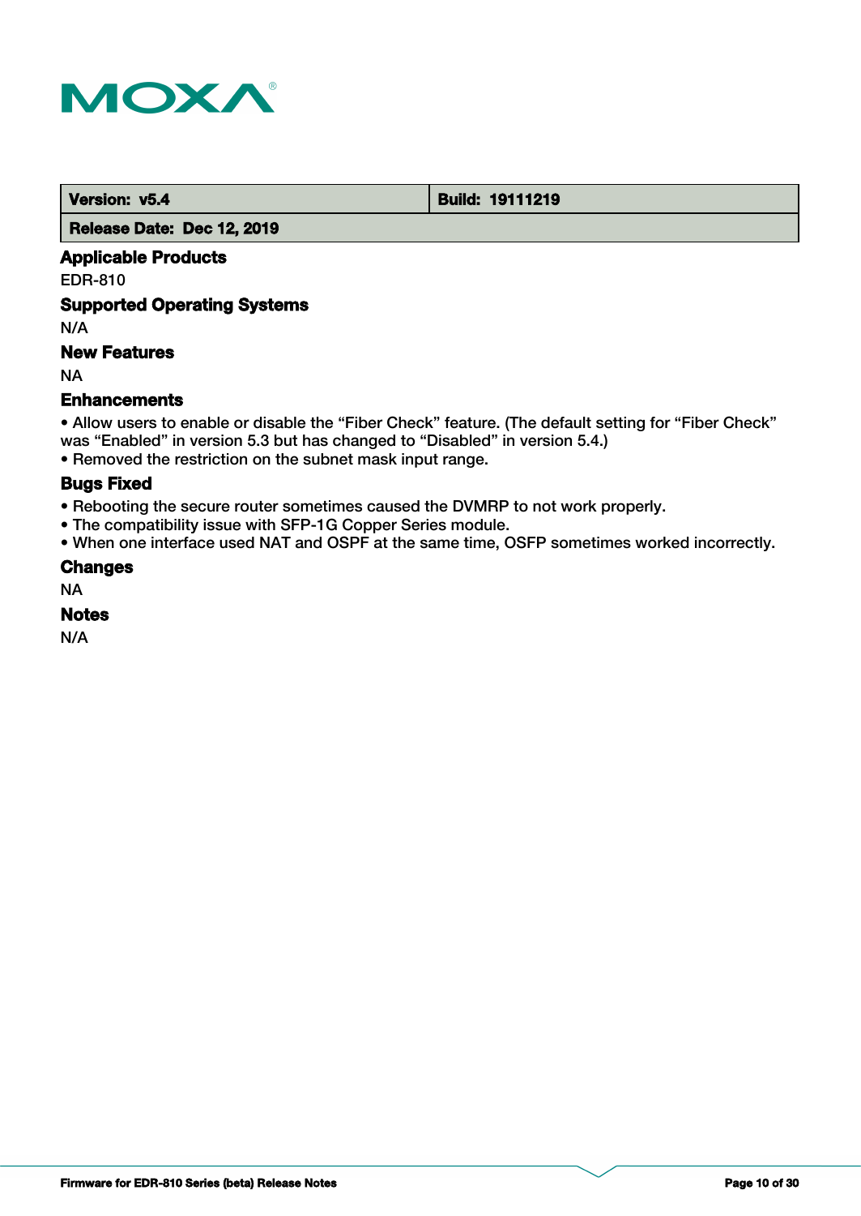| Version: v5.4 | Build: 19111219 |
| --- | --- |
| Release Date: Dec 12, 2019 | |

### Applicable Products

EDR-810

### Supported Operating Systems

N/A

### New Features

NA

### Enhancements

- Allow users to enable or disable the “Fiber Check” feature. (The default setting for “Fiber Check” was “Enabled” in version 5.3 but has changed to “Disabled” in version 5.4.)
- Removed the restriction on the subnet mask input range.

### Bugs Fixed

- Rebooting the secure router sometimes caused the DVMRP to not work properly.
- The compatibility issue with SFP-1G Copper Series module.
- When one interface used NAT and OSPF at the same time, OSFP sometimes worked incorrectly.

### Changes

NA

### Notes

N/A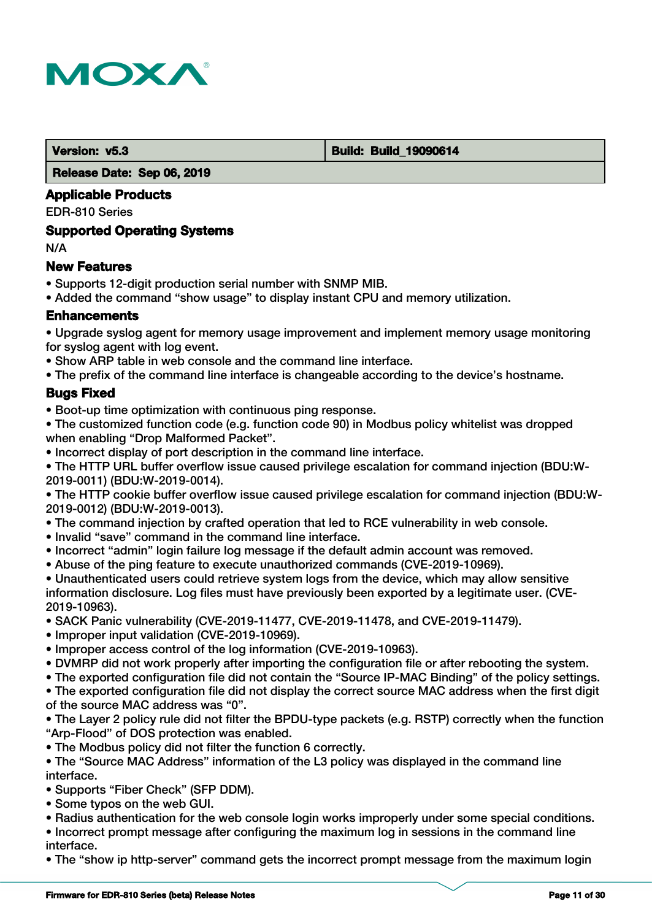| Version: v5.3 | Build: Build_19090614 |
| --- | --- |
| Release Date: Sep 06, 2019 | |

### Applicable Products

EDR-810 Series

### Supported Operating Systems

N/A

### New Features

- Supports 12-digit production serial number with SNMP MIB.
- Added the command “show usage” to display instant CPU and memory utilization.

### Enhancements

- Upgrade syslog agent for memory usage improvement and implement memory usage monitoring for syslog agent with log event.
- Show ARP table in web console and the command line interface.
- The prefix of the command line interface is changeable according to the device’s hostname.

### Bugs Fixed

- Boot-up time optimization with continuous ping response.
- The customized function code (e.g. function code 90) in Modbus policy whitelist was dropped when enabling “Drop Malformed Packet”.
- Incorrect display of port description in the command line interface.
- The HTTP URL buffer overflow issue caused privilege escalation for command injection (BDU:W-2019-0011) (BDU:W-2019-0014).
- The HTTP cookie buffer overflow issue caused privilege escalation for command injection (BDU:W-2019-0012) (BDU:W-2019-0013).
- The command injection by crafted operation that led to RCE vulnerability in web console.
- Invalid “save” command in the command line interface.
- Incorrect “admin” login failure log message if the default admin account was removed.
- Abuse of the ping feature to execute unauthorized commands (CVE-2019-10969).
- Unauthenticated users could retrieve system logs from the device, which may allow sensitive information disclosure. Log files must have previously been exported by a legitimate user. (CVE-2019-10963).
- SACK Panic vulnerability (CVE-2019-11477, CVE-2019-11478, and CVE-2019-11479).
- Improper input validation (CVE-2019-10969).
- Improper access control of the log information (CVE-2019-10963).
- DVMRP did not work properly after importing the configuration file or after rebooting the system.
- The exported configuration file did not contain the “Source IP-MAC Binding” of the policy settings.
- The exported configuration file did not display the correct source MAC address when the first digit of the source MAC address was “0”.
- The Layer 2 policy rule did not filter the BPDU-type packets (e.g. RSTP) correctly when the function “Arp-Flood” of DOS protection was enabled.
- The Modbus policy did not filter the function 6 correctly.
- The “Source MAC Address” information of the L3 policy was displayed in the command line interface.
- Supports “Fiber Check” (SFP DDM).
- Some typos on the web GUI.
- Radius authentication for the web console login works improperly under some special conditions.
- Incorrect prompt message after configuring the maximum log in sessions in the command line interface.
- The “show ip http-server” command gets the incorrect prompt message from the maximum login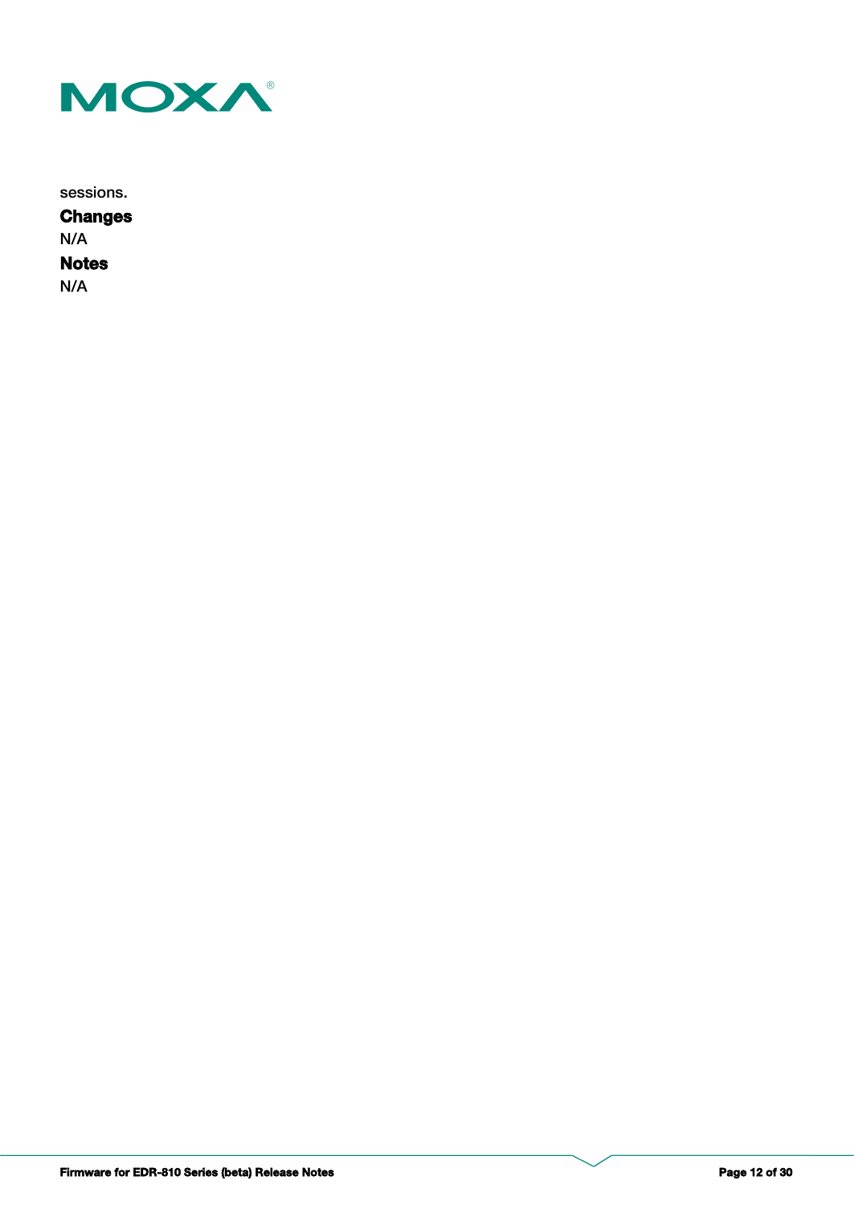sessions.

**Changes**

N/A

**Notes**

N/A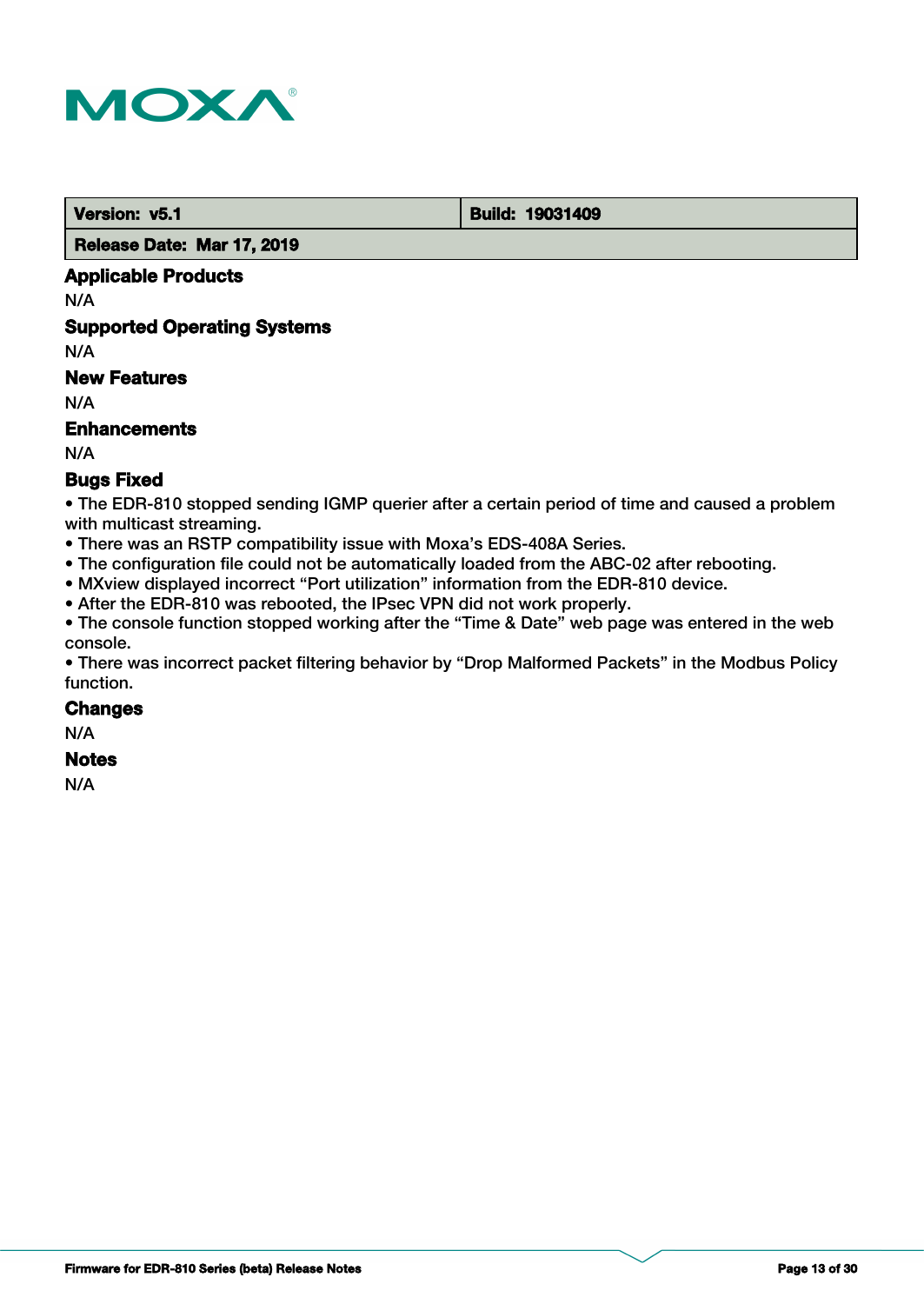| Version: v5.1 | Build: 19031409 |
| --- | --- |
| Release Date: Mar 17, 2019 | |

### Applicable Products

N/A

### Supported Operating Systems

N/A

### New Features

N/A

### Enhancements

N/A

### Bugs Fixed

- The EDR-810 stopped sending IGMP querier after a certain period of time and caused a problem with multicast streaming.
- There was an RSTP compatibility issue with Moxa's EDS-408A Series.
- The configuration file could not be automatically loaded from the ABC-02 after rebooting.
- MXview displayed incorrect "Port utilization" information from the EDR-810 device.
- After the EDR-810 was rebooted, the IPsec VPN did not work properly.
- The console function stopped working after the "Time & Date" web page was entered in the web console.
- There was incorrect packet filtering behavior by "Drop Malformed Packets" in the Modbus Policy function.

### Changes

N/A

### Notes

N/A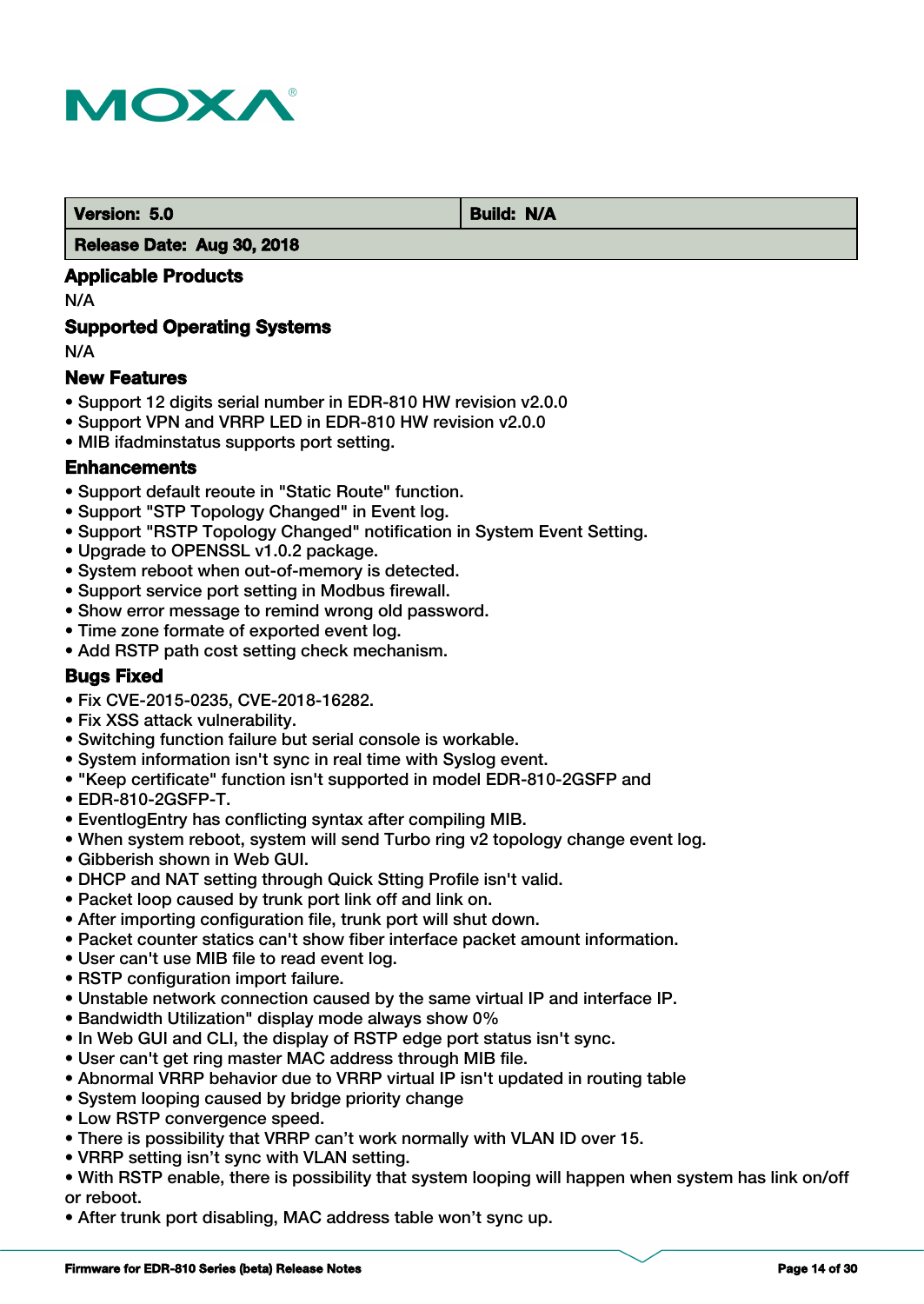| Version: 5.0 | Build: N/A |
| --- | --- |
| Release Date: Aug 30, 2018 | |

### Applicable Products

N/A

### Supported Operating Systems

N/A

### New Features

- Support 12 digits serial number in EDR-810 HW revision v2.0.0
- Support VPN and VRRP LED in EDR-810 HW revision v2.0.0
- MIB ifadminstatus supports port setting.

### Enhancements

- Support default reoute in "Static Route" function.
- Support "STP Topology Changed" in Event log.
- Support "RSTP Topology Changed" notification in System Event Setting.
- Upgrade to OPENSSL v1.0.2 package.
- System reboot when out-of-memory is detected.
- Support service port setting in Modbus firewall.
- Show error message to remind wrong old password.
- Time zone formate of exported event log.
- Add RSTP path cost setting check mechanism.

### Bugs Fixed

- Fix CVE-2015-0235, CVE-2018-16282.
- Fix XSS attack vulnerability.
- Switching function failure but serial console is workable.
- System information isn't sync in real time with Syslog event.
- "Keep certificate" function isn't supported in model EDR-810-2GSFP and
- EDR-810-2GSFP-T.
- EventlogEntry has conflicting syntax after compiling MIB.
- When system reboot, system will send Turbo ring v2 topology change event log.
- Gibberish shown in Web GUI.
- DHCP and NAT setting through Quick Stting Profile isn't valid.
- Packet loop caused by trunk port link off and link on.
- After importing configuration file, trunk port will shut down.
- Packet counter statics can't show fiber interface packet amount information.
- User can't use MIB file to read event log.
- RSTP configuration import failure.
- Unstable network connection caused by the same virtual IP and interface IP.
- Bandwidth Utilization" display mode always show 0%
- In Web GUI and CLI, the display of RSTP edge port status isn't sync.
- User can't get ring master MAC address through MIB file.
- Abnormal VRRP behavior due to VRRP virtual IP isn't updated in routing table
- System looping caused by bridge priority change
- Low RSTP convergence speed.
- There is possibility that VRRP can't work normally with VLAN ID over 15.
- VRRP setting isn't sync with VLAN setting.
- With RSTP enable, there is possibility that system looping will happen when system has link on/off or reboot.
- After trunk port disabling, MAC address table won't sync up.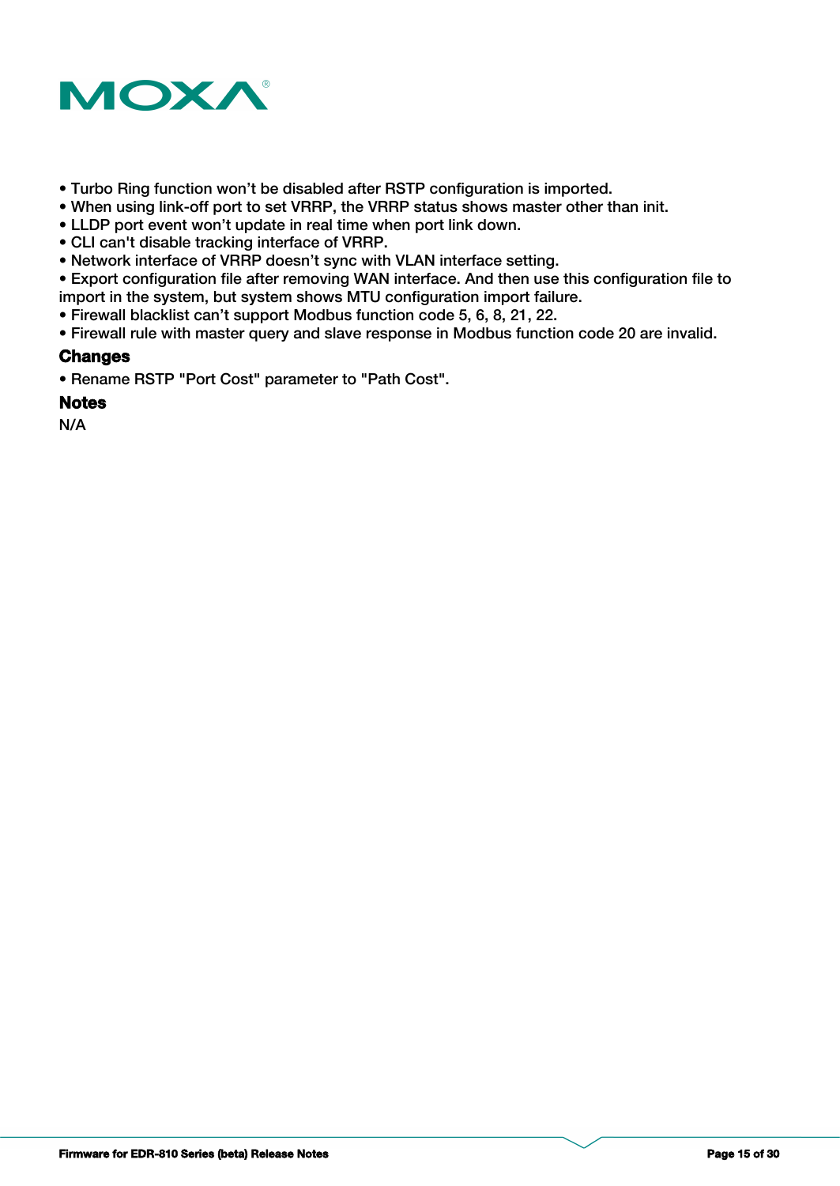- Turbo Ring function won't be disabled after RSTP configuration is imported.
- When using link-off port to set VRRP, the VRRP status shows master other than init.
- LLDP port event won't update in real time when port link down.
- CLI can't disable tracking interface of VRRP.
- Network interface of VRRP doesn't sync with VLAN interface setting.
- Export configuration file after removing WAN interface. And then use this configuration file to import in the system, but system shows MTU configuration import failure.
- Firewall blacklist can't support Modbus function code 5, 6, 8, 21, 22.
- Firewall rule with master query and slave response in Modbus function code 20 are invalid.

### Changes

- Rename RSTP "Port Cost" parameter to "Path Cost".

### Notes

N/A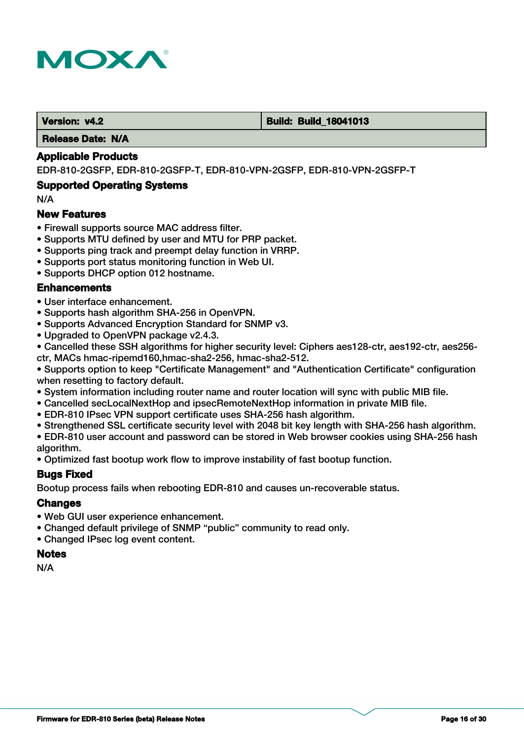| Version: v4.2 | Build: Build_18041013 |
| --- | --- |
| Release Date: N/A | |

### Applicable Products

EDR-810-2GSFP, EDR-810-2GSFP-T, EDR-810-VPN-2GSFP, EDR-810-VPN-2GSFP-T

### Supported Operating Systems

N/A

### New Features

- Firewall supports source MAC address filter.
- Supports MTU defined by user and MTU for PRP packet.
- Supports ping track and preempt delay function in VRRP.
- Supports port status monitoring function in Web UI.
- Supports DHCP option 012 hostname.

### Enhancements

- User interface enhancement.
- Supports hash algorithm SHA-256 in OpenVPN.
- Supports Advanced Encryption Standard for SNMP v3.
- Upgraded to OpenVPN package v2.4.3.
- Cancelled these SSH algorithms for higher security level: Ciphers aes128-ctr, aes192-ctr, aes256-ctr, MACs hmac-ripemd160,hmac-sha2-256, hmac-sha2-512.
- Supports option to keep "Certificate Management" and "Authentication Certificate" configuration when resetting to factory default.
- System information including router name and router location will sync with public MIB file.
- Cancelled secLocalNextHop and ipsecRemoteNextHop information in private MIB file.
- EDR-810 IPsec VPN support certificate uses SHA-256 hash algorithm.
- Strengthened SSL certificate security level with 2048 bit key length with SHA-256 hash algorithm.
- EDR-810 user account and password can be stored in Web browser cookies using SHA-256 hash algorithm.
- Optimized fast bootup work flow to improve instability of fast bootup function.

### Bugs Fixed

Bootup process fails when rebooting EDR-810 and causes un-recoverable status.

### Changes

- Web GUI user experience enhancement.
- Changed default privilege of SNMP “public” community to read only.
- Changed IPsec log event content.

### Notes

N/A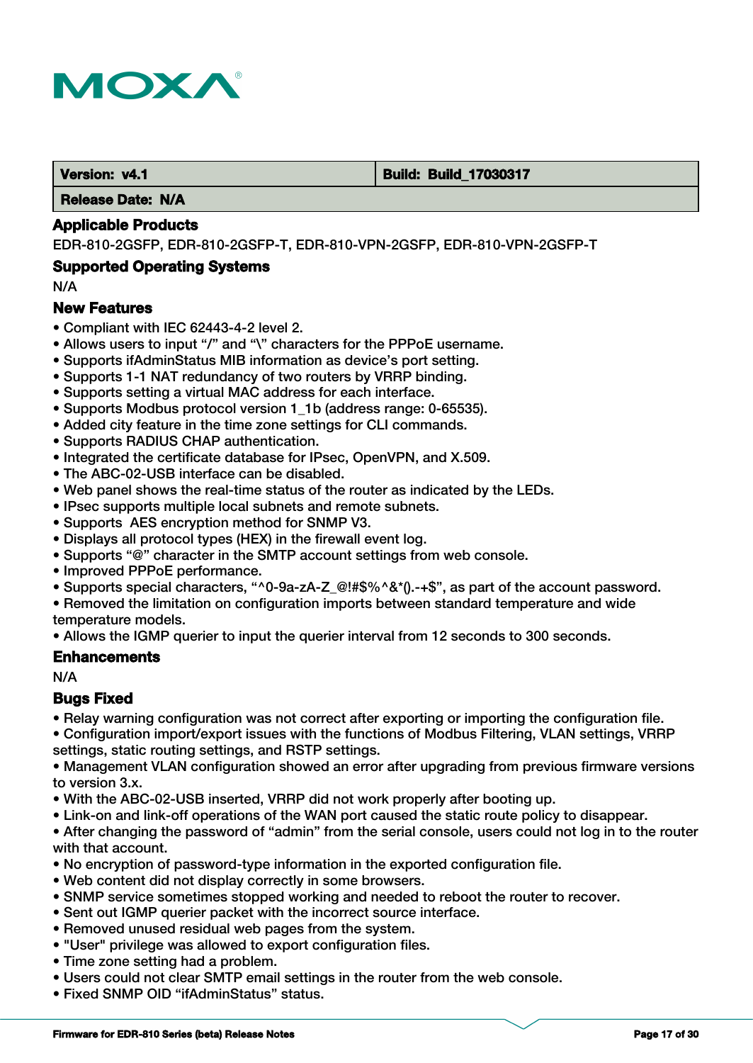| Version: v4.1 | Build: Build_17030317 |
|---|---|
| Release Date: N/A | |

### Applicable Products

EDR-810-2GSFP, EDR-810-2GSFP-T, EDR-810-VPN-2GSFP, EDR-810-VPN-2GSFP-T

### Supported Operating Systems

N/A

### New Features

- Compliant with IEC 62443-4-2 level 2.
- Allows users to input “/” and “\” characters for the PPPoE username.
- Supports ifAdminStatus MIB information as device’s port setting.
- Supports 1-1 NAT redundancy of two routers by VRRP binding.
- Supports setting a virtual MAC address for each interface.
- Supports Modbus protocol version 1_1b (address range: 0-65535).
- Added city feature in the time zone settings for CLI commands.
- Supports RADIUS CHAP authentication.
- Integrated the certificate database for IPsec, OpenVPN, and X.509.
- The ABC-02-USB interface can be disabled.
- Web panel shows the real-time status of the router as indicated by the LEDs.
- IPsec supports multiple local subnets and remote subnets.
- Supports AES encryption method for SNMP V3.
- Displays all protocol types (HEX) in the firewall event log.
- Supports “@” character in the SMTP account settings from web console.
- Improved PPPoE performance.
- Supports special characters, “^0-9a-zA-Z_@!#$%^&*().-+$”, as part of the account password.
- Removed the limitation on configuration imports between standard temperature and wide temperature models.
- Allows the IGMP querier to input the querier interval from 12 seconds to 300 seconds.

### Enhancements

N/A

### Bugs Fixed

- Relay warning configuration was not correct after exporting or importing the configuration file.
- Configuration import/export issues with the functions of Modbus Filtering, VLAN settings, VRRP settings, static routing settings, and RSTP settings.
- Management VLAN configuration showed an error after upgrading from previous firmware versions to version 3.x.
- With the ABC-02-USB inserted, VRRP did not work properly after booting up.
- Link-on and link-off operations of the WAN port caused the static route policy to disappear.
- After changing the password of “admin” from the serial console, users could not log in to the router with that account.
- No encryption of password-type information in the exported configuration file.
- Web content did not display correctly in some browsers.
- SNMP service sometimes stopped working and needed to reboot the router to recover.
- Sent out IGMP querier packet with the incorrect source interface.
- Removed unused residual web pages from the system.
- "User" privilege was allowed to export configuration files.
- Time zone setting had a problem.
- Users could not clear SMTP email settings in the router from the web console.
- Fixed SNMP OID “ifAdminStatus” status.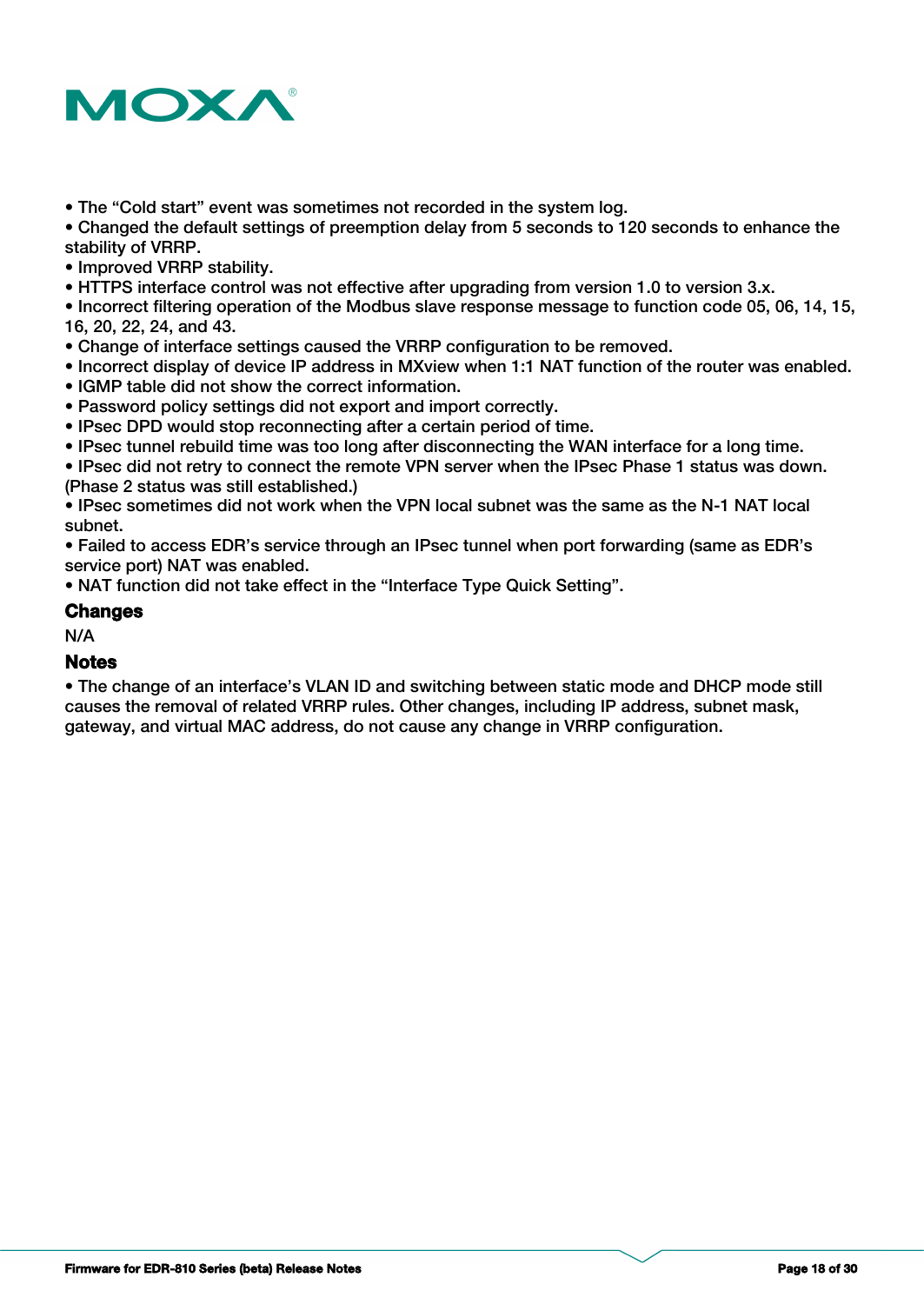- The “Cold start” event was sometimes not recorded in the system log.
- Changed the default settings of preemption delay from 5 seconds to 120 seconds to enhance the stability of VRRP.
- Improved VRRP stability.
- HTTPS interface control was not effective after upgrading from version 1.0 to version 3.x.
- Incorrect filtering operation of the Modbus slave response message to function code 05, 06, 14, 15, 16, 20, 22, 24, and 43.
- Change of interface settings caused the VRRP configuration to be removed.
- Incorrect display of device IP address in MXview when 1:1 NAT function of the router was enabled.
- IGMP table did not show the correct information.
- Password policy settings did not export and import correctly.
- IPsec DPD would stop reconnecting after a certain period of time.
- IPsec tunnel rebuild time was too long after disconnecting the WAN interface for a long time.
- IPsec did not retry to connect the remote VPN server when the IPsec Phase 1 status was down. (Phase 2 status was still established.)
- IPsec sometimes did not work when the VPN local subnet was the same as the N-1 NAT local subnet.
- Failed to access EDR’s service through an IPsec tunnel when port forwarding (same as EDR’s service port) NAT was enabled.
- NAT function did not take effect in the “Interface Type Quick Setting”.

### Changes

N/A

### Notes

- The change of an interface’s VLAN ID and switching between static mode and DHCP mode still causes the removal of related VRRP rules. Other changes, including IP address, subnet mask, gateway, and virtual MAC address, do not cause any change in VRRP configuration.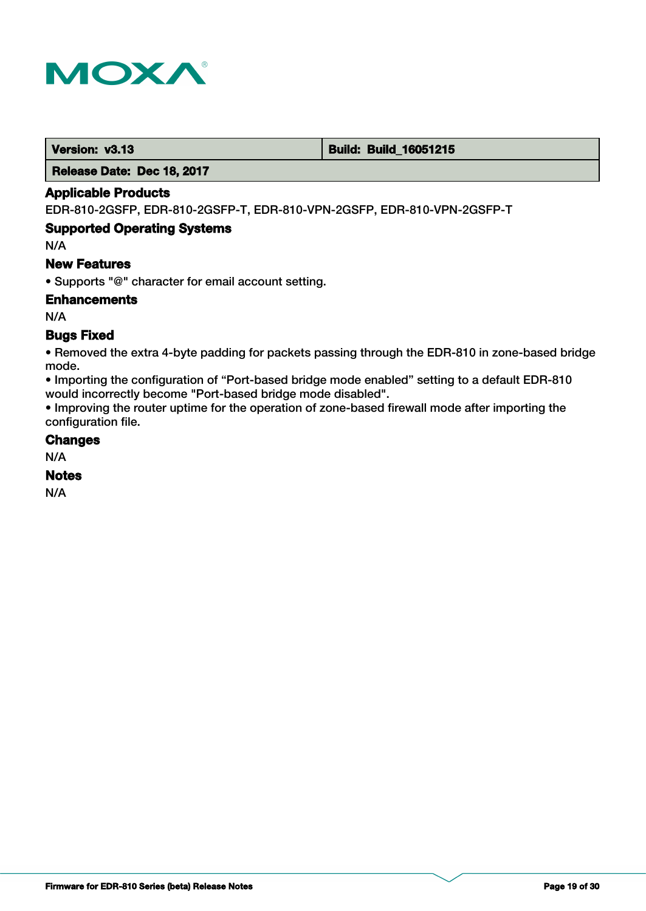| Version: v3.13 | Build: Build_16051215 |
| --- | --- |
| Release Date: Dec 18, 2017 | |

### Applicable Products

EDR-810-2GSFP, EDR-810-2GSFP-T, EDR-810-VPN-2GSFP, EDR-810-VPN-2GSFP-T

### Supported Operating Systems

N/A

### New Features

• Supports "@" character for email account setting.

### Enhancements

N/A

### Bugs Fixed

• Removed the extra 4-byte padding for packets passing through the EDR-810 in zone-based bridge mode.
• Importing the configuration of “Port-based bridge mode enabled” setting to a default EDR-810 would incorrectly become "Port-based bridge mode disabled".
• Improving the router uptime for the operation of zone-based firewall mode after importing the configuration file.

### Changes

N/A

### Notes

N/A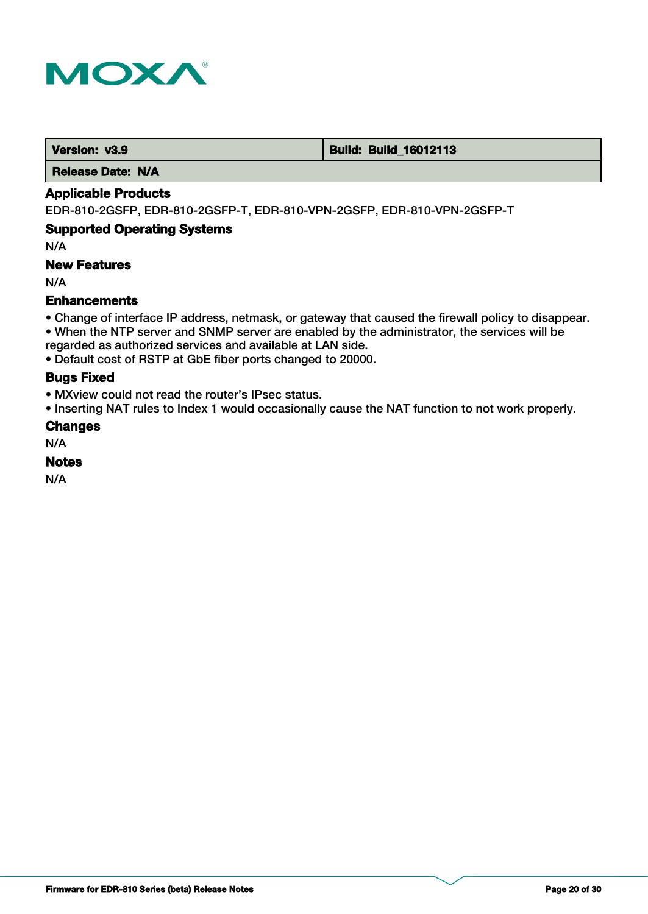| Version: v3.9 | Build: Build_16012113 |
| --- | --- |
| Release Date: N/A | |

### Applicable Products

EDR-810-2GSFP, EDR-810-2GSFP-T, EDR-810-VPN-2GSFP, EDR-810-VPN-2GSFP-T

### Supported Operating Systems

N/A

### New Features

N/A

### Enhancements

- Change of interface IP address, netmask, or gateway that caused the firewall policy to disappear.
- When the NTP server and SNMP server are enabled by the administrator, the services will be regarded as authorized services and available at LAN side.
- Default cost of RSTP at GbE fiber ports changed to 20000.

### Bugs Fixed

- MXview could not read the router's IPsec status.
- Inserting NAT rules to Index 1 would occasionally cause the NAT function to not work properly.

### Changes

N/A

### Notes

N/A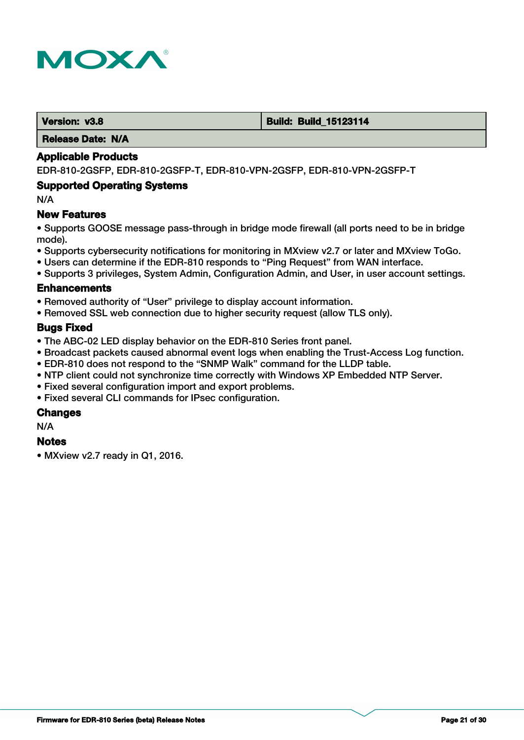| Version: v3.8 | Build: Build_15123114 |
| --- | --- |
| Release Date: N/A | |

### Applicable Products

EDR-810-2GSFP, EDR-810-2GSFP-T, EDR-810-VPN-2GSFP, EDR-810-VPN-2GSFP-T

### Supported Operating Systems

N/A

### New Features

- Supports GOOSE message pass-through in bridge mode firewall (all ports need to be in bridge mode).
- Supports cybersecurity notifications for monitoring in MXview v2.7 or later and MXview ToGo.
- Users can determine if the EDR-810 responds to “Ping Request” from WAN interface.
- Supports 3 privileges, System Admin, Configuration Admin, and User, in user account settings.

### Enhancements

- Removed authority of “User” privilege to display account information.
- Removed SSL web connection due to higher security request (allow TLS only).

### Bugs Fixed

- The ABC-02 LED display behavior on the EDR-810 Series front panel.
- Broadcast packets caused abnormal event logs when enabling the Trust-Access Log function.
- EDR-810 does not respond to the “SNMP Walk” command for the LLDP table.
- NTP client could not synchronize time correctly with Windows XP Embedded NTP Server.
- Fixed several configuration import and export problems.
- Fixed several CLI commands for IPsec configuration.

### Changes

N/A

### Notes

- MXview v2.7 ready in Q1, 2016.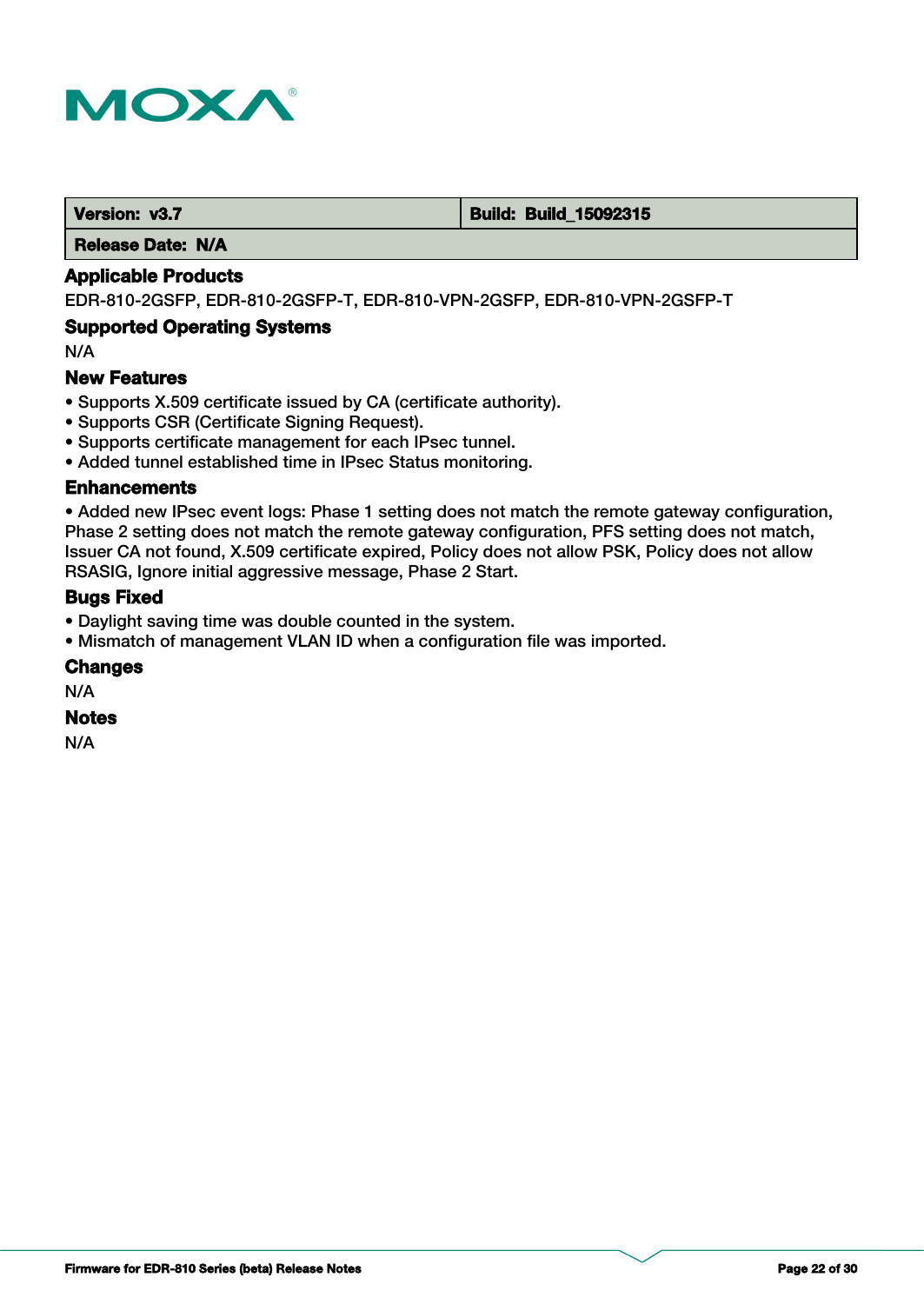| Version: v3.7 | Build: Build_15092315 |
| --- | --- |
| Release Date: N/A | |

### Applicable Products

EDR-810-2GSFP, EDR-810-2GSFP-T, EDR-810-VPN-2GSFP, EDR-810-VPN-2GSFP-T

### Supported Operating Systems

N/A

### New Features

- Supports X.509 certificate issued by CA (certificate authority).
- Supports CSR (Certificate Signing Request).
- Supports certificate management for each IPsec tunnel.
- Added tunnel established time in IPsec Status monitoring.

### Enhancements

- Added new IPsec event logs: Phase 1 setting does not match the remote gateway configuration, Phase 2 setting does not match the remote gateway configuration, PFS setting does not match, Issuer CA not found, X.509 certificate expired, Policy does not allow PSK, Policy does not allow RSASIG, Ignore initial aggressive message, Phase 2 Start.

### Bugs Fixed

- Daylight saving time was double counted in the system.
- Mismatch of management VLAN ID when a configuration file was imported.

### Changes

N/A

### Notes

N/A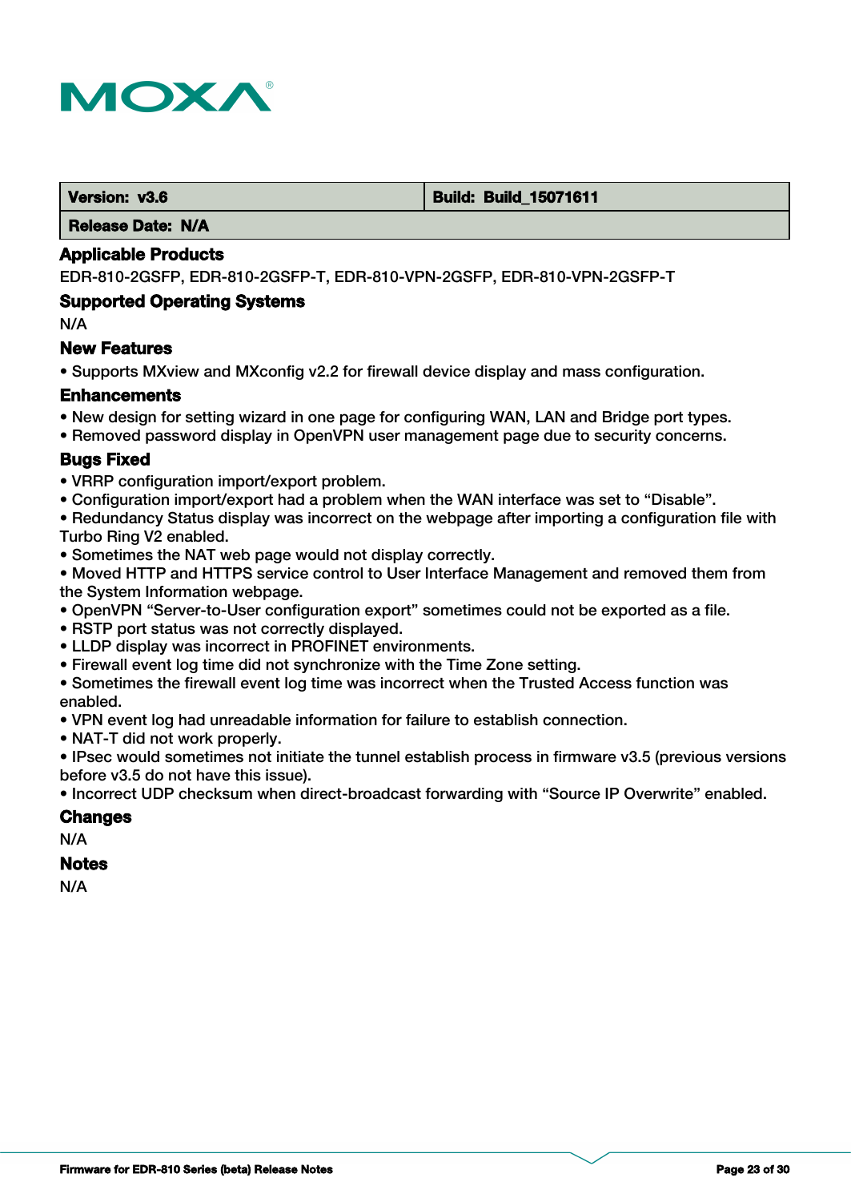| Version: v3.6 | Build: Build_15071611 |
|---|---|
| Release Date: N/A | |

### Applicable Products

EDR-810-2GSFP, EDR-810-2GSFP-T, EDR-810-VPN-2GSFP, EDR-810-VPN-2GSFP-T

### Supported Operating Systems

N/A

### New Features

- Supports MXview and MXconfig v2.2 for firewall device display and mass configuration.

### Enhancements

- New design for setting wizard in one page for configuring WAN, LAN and Bridge port types.
- Removed password display in OpenVPN user management page due to security concerns.

### Bugs Fixed

- VRRP configuration import/export problem.
- Configuration import/export had a problem when the WAN interface was set to "Disable".
- Redundancy Status display was incorrect on the webpage after importing a configuration file with Turbo Ring V2 enabled.
- Sometimes the NAT web page would not display correctly.
- Moved HTTP and HTTPS service control to User Interface Management and removed them from the System Information webpage.
- OpenVPN "Server-to-User configuration export" sometimes could not be exported as a file.
- RSTP port status was not correctly displayed.
- LLDP display was incorrect in PROFINET environments.
- Firewall event log time did not synchronize with the Time Zone setting.
- Sometimes the firewall event log time was incorrect when the Trusted Access function was enabled.
- VPN event log had unreadable information for failure to establish connection.
- NAT-T did not work properly.
- IPsec would sometimes not initiate the tunnel establish process in firmware v3.5 (previous versions before v3.5 do not have this issue).
- Incorrect UDP checksum when direct-broadcast forwarding with "Source IP Overwrite" enabled.

### Changes

N/A

### Notes

N/A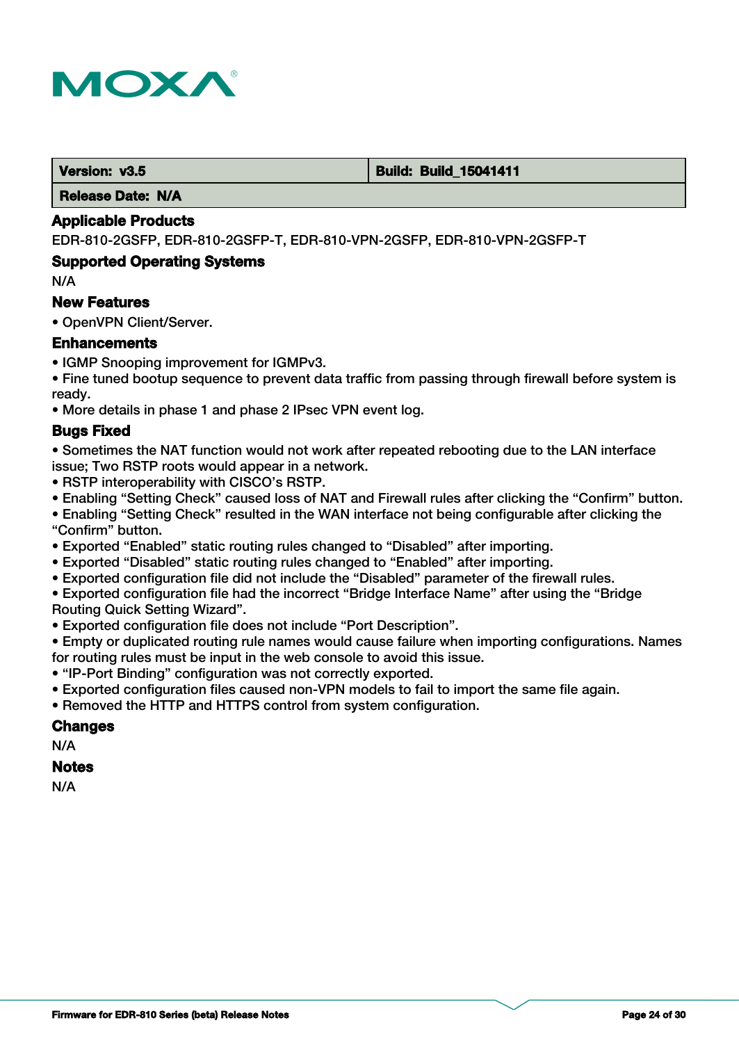| Version: v3.5 | Build: Build_15041411 |
| --- | --- |
| Release Date: N/A | |

### Applicable Products

EDR-810-2GSFP, EDR-810-2GSFP-T, EDR-810-VPN-2GSFP, EDR-810-VPN-2GSFP-T

### Supported Operating Systems

N/A

### New Features

- OpenVPN Client/Server.

### Enhancements

- IGMP Snooping improvement for IGMPv3.
- Fine tuned bootup sequence to prevent data traffic from passing through firewall before system is ready.
- More details in phase 1 and phase 2 IPsec VPN event log.

### Bugs Fixed

- Sometimes the NAT function would not work after repeated rebooting due to the LAN interface issue; Two RSTP roots would appear in a network.
- RSTP interoperability with CISCO's RSTP.
- Enabling "Setting Check" caused loss of NAT and Firewall rules after clicking the "Confirm" button.
- Enabling "Setting Check" resulted in the WAN interface not being configurable after clicking the "Confirm" button.
- Exported "Enabled" static routing rules changed to "Disabled" after importing.
- Exported "Disabled" static routing rules changed to "Enabled" after importing.
- Exported configuration file did not include the "Disabled" parameter of the firewall rules.
- Exported configuration file had the incorrect "Bridge Interface Name" after using the "Bridge Routing Quick Setting Wizard".
- Exported configuration file does not include "Port Description".
- Empty or duplicated routing rule names would cause failure when importing configurations. Names for routing rules must be input in the web console to avoid this issue.
- "IP-Port Binding" configuration was not correctly exported.
- Exported configuration files caused non-VPN models to fail to import the same file again.
- Removed the HTTP and HTTPS control from system configuration.

### Changes

N/A

### Notes

N/A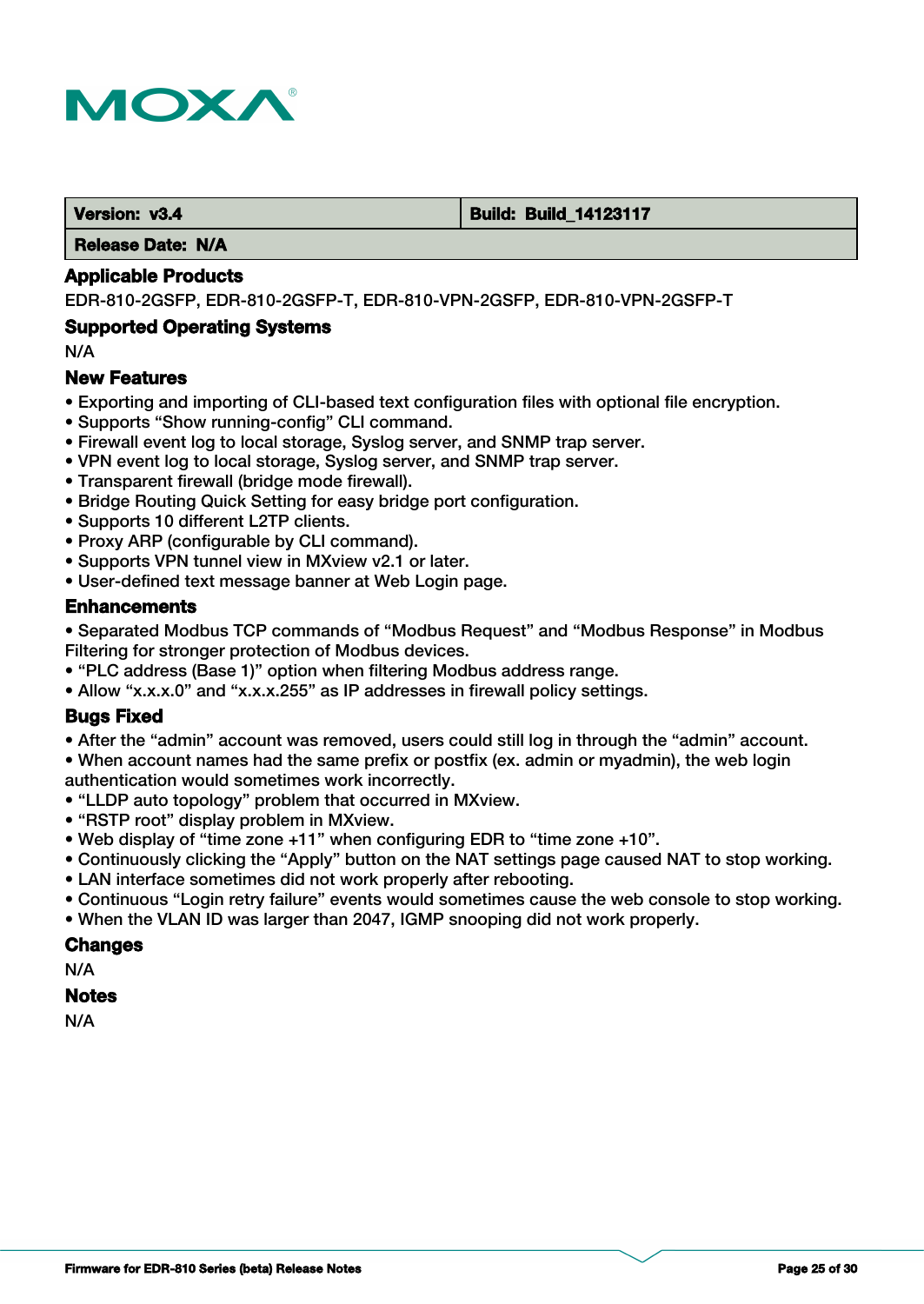| Version: v3.4 | Build: Build_14123117 |
|---|---|
| Release Date: N/A | |

### Applicable Products

EDR-810-2GSFP, EDR-810-2GSFP-T, EDR-810-VPN-2GSFP, EDR-810-VPN-2GSFP-T

### Supported Operating Systems

N/A

### New Features

- Exporting and importing of CLI-based text configuration files with optional file encryption.
- Supports "Show running-config" CLI command.
- Firewall event log to local storage, Syslog server, and SNMP trap server.
- VPN event log to local storage, Syslog server, and SNMP trap server.
- Transparent firewall (bridge mode firewall).
- Bridge Routing Quick Setting for easy bridge port configuration.
- Supports 10 different L2TP clients.
- Proxy ARP (configurable by CLI command).
- Supports VPN tunnel view in MXview v2.1 or later.
- User-defined text message banner at Web Login page.

### Enhancements

- Separated Modbus TCP commands of "Modbus Request" and "Modbus Response" in Modbus Filtering for stronger protection of Modbus devices.
- "PLC address (Base 1)" option when filtering Modbus address range.
- Allow "x.x.x.0" and "x.x.x.255" as IP addresses in firewall policy settings.

### Bugs Fixed

- After the "admin" account was removed, users could still log in through the "admin" account.
- When account names had the same prefix or postfix (ex. admin or myadmin), the web login authentication would sometimes work incorrectly.
- "LLDP auto topology" problem that occurred in MXview.
- "RSTP root" display problem in MXview.
- Web display of "time zone +11" when configuring EDR to "time zone +10".
- Continuously clicking the "Apply" button on the NAT settings page caused NAT to stop working.
- LAN interface sometimes did not work properly after rebooting.
- Continuous "Login retry failure" events would sometimes cause the web console to stop working.
- When the VLAN ID was larger than 2047, IGMP snooping did not work properly.

### Changes

N/A

### Notes

N/A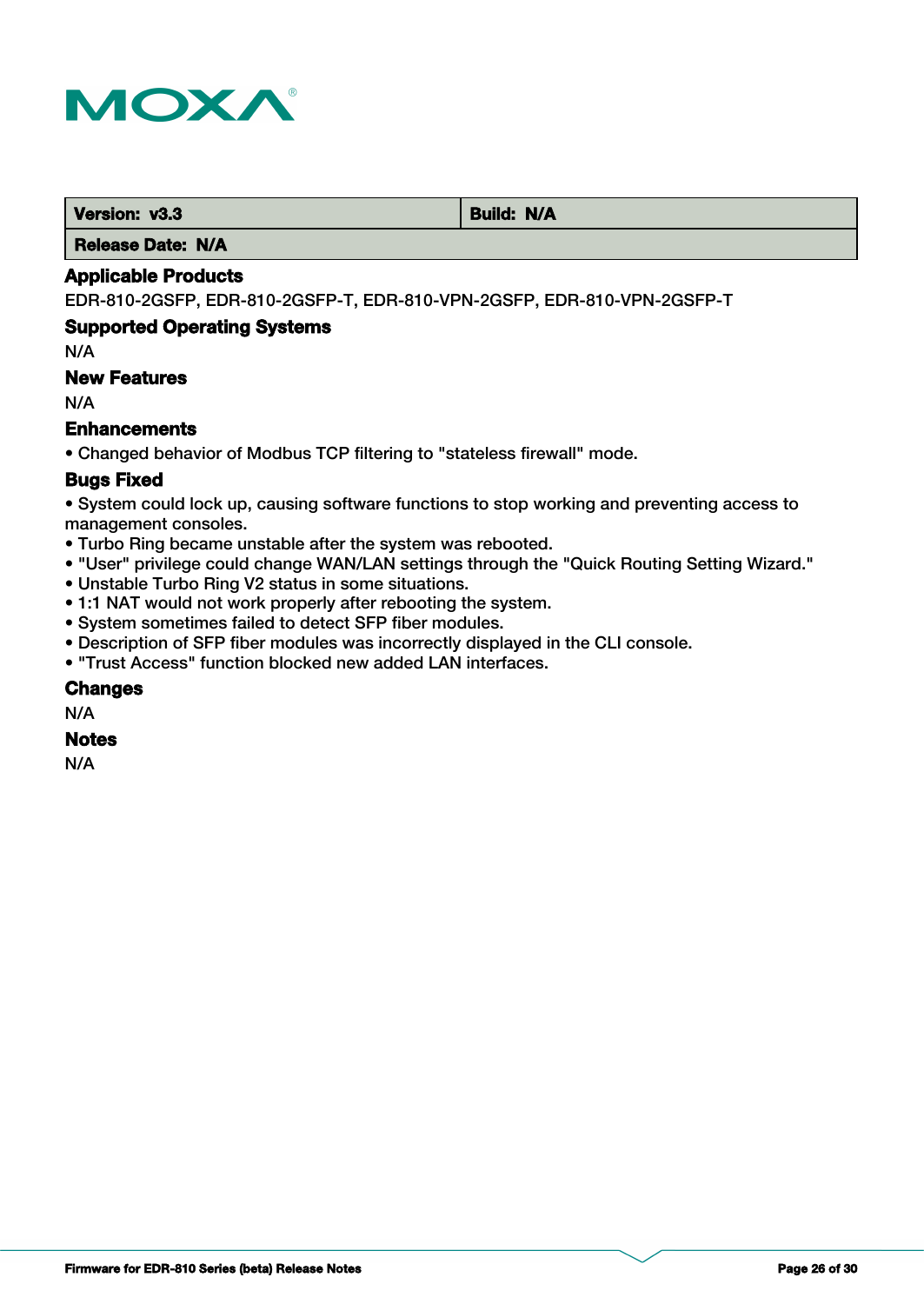| Version: v3.3 | Build: N/A |
| --- | --- |
| Release Date: N/A | |

### Applicable Products

EDR-810-2GSFP, EDR-810-2GSFP-T, EDR-810-VPN-2GSFP, EDR-810-VPN-2GSFP-T

### Supported Operating Systems

N/A

### New Features

N/A

### Enhancements

- Changed behavior of Modbus TCP filtering to "stateless firewall" mode.

### Bugs Fixed

- System could lock up, causing software functions to stop working and preventing access to management consoles.
- Turbo Ring became unstable after the system was rebooted.
- "User" privilege could change WAN/LAN settings through the "Quick Routing Setting Wizard."
- Unstable Turbo Ring V2 status in some situations.
- 1:1 NAT would not work properly after rebooting the system.
- System sometimes failed to detect SFP fiber modules.
- Description of SFP fiber modules was incorrectly displayed in the CLI console.
- "Trust Access" function blocked new added LAN interfaces.

### Changes

N/A

### Notes

N/A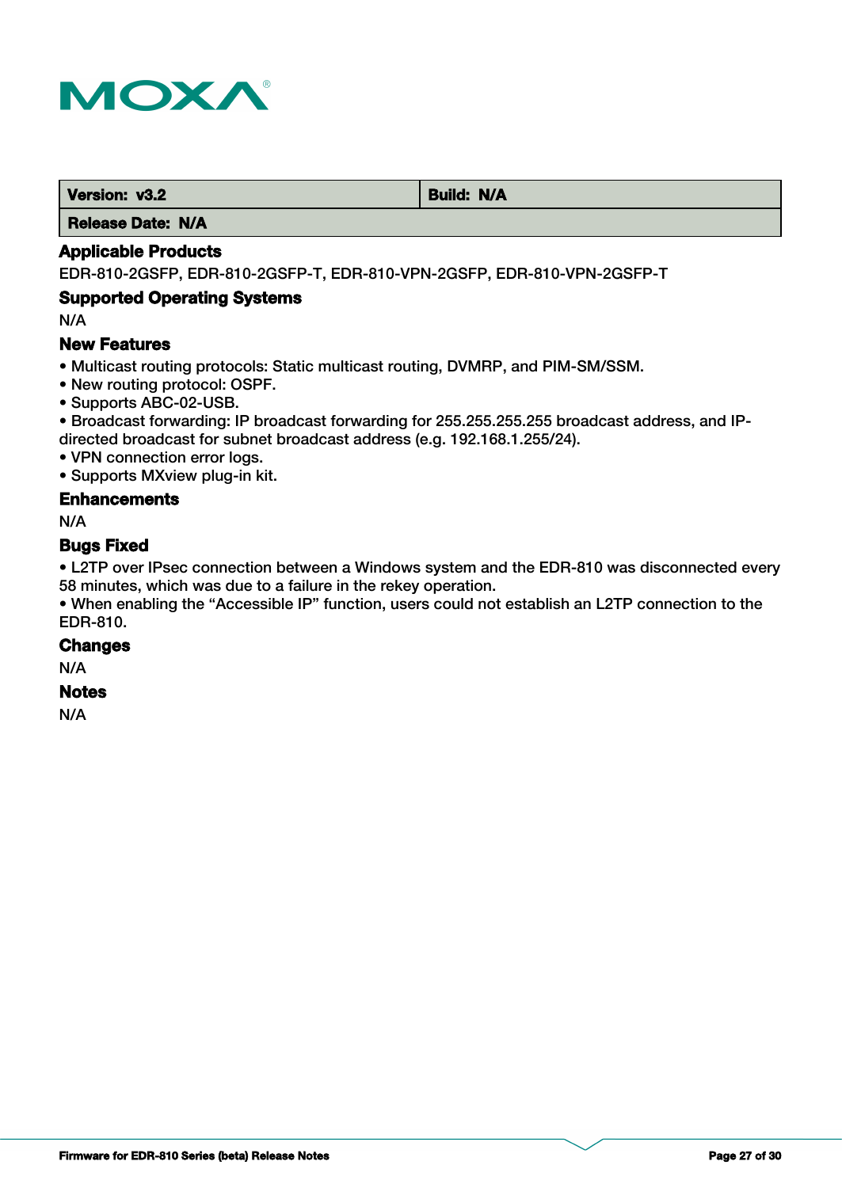| Version: v3.2 | Build: N/A |
| --- | --- |
| Release Date: N/A | |

### Applicable Products

EDR-810-2GSFP, EDR-810-2GSFP-T, EDR-810-VPN-2GSFP, EDR-810-VPN-2GSFP-T

### Supported Operating Systems

N/A

### New Features

- Multicast routing protocols: Static multicast routing, DVMRP, and PIM-SM/SSM.
- New routing protocol: OSPF.
- Supports ABC-02-USB.
- Broadcast forwarding: IP broadcast forwarding for 255.255.255.255 broadcast address, and IP-directed broadcast for subnet broadcast address (e.g. 192.168.1.255/24).
- VPN connection error logs.
- Supports MXview plug-in kit.

### Enhancements

N/A

### Bugs Fixed

- L2TP over IPsec connection between a Windows system and the EDR-810 was disconnected every 58 minutes, which was due to a failure in the rekey operation.
- When enabling the “Accessible IP” function, users could not establish an L2TP connection to the EDR-810.

### Changes

N/A

### Notes

N/A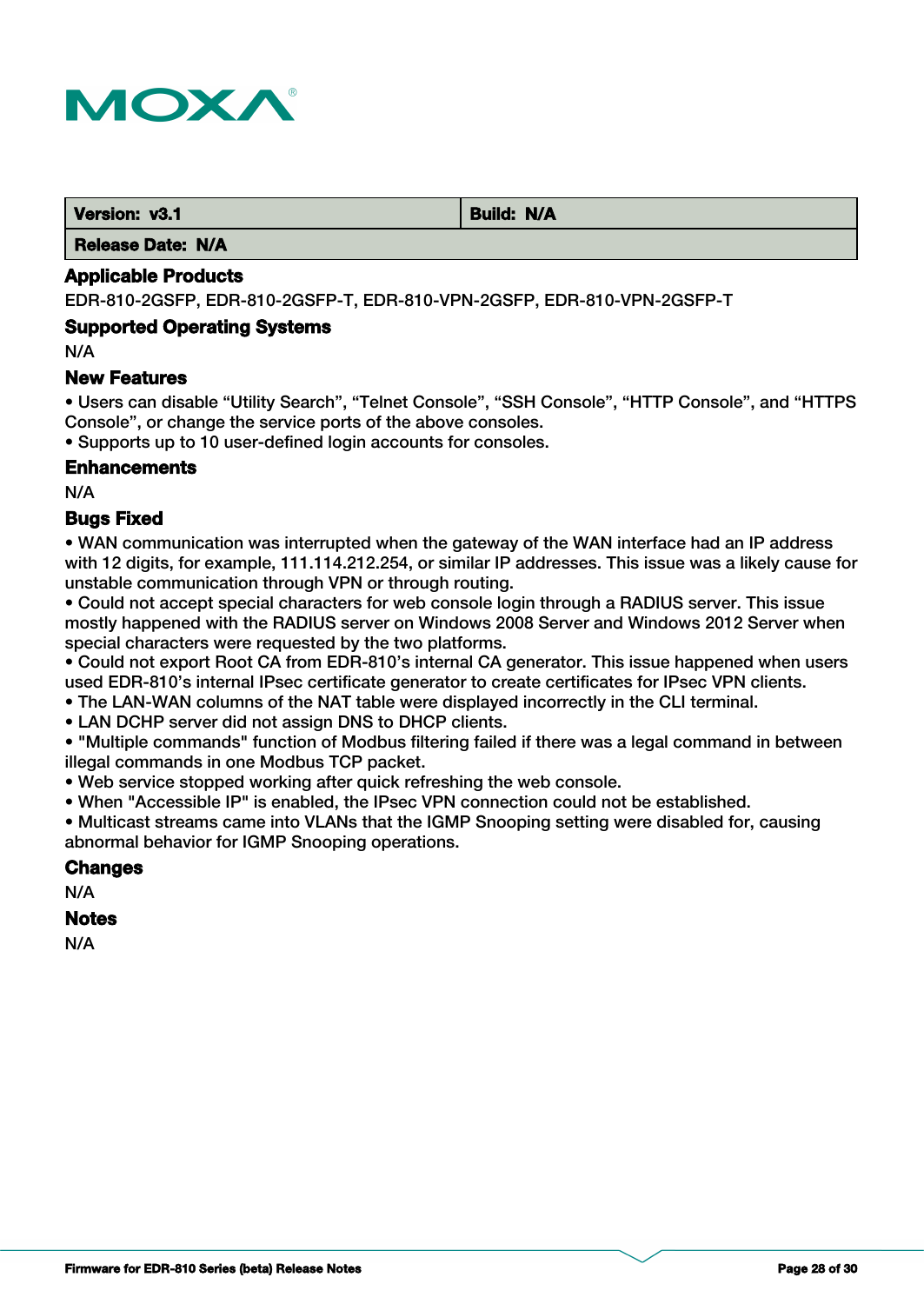| Version: v3.1 | Build: N/A |
| --- | --- |
| Release Date: N/A | |

### Applicable Products

EDR-810-2GSFP, EDR-810-2GSFP-T, EDR-810-VPN-2GSFP, EDR-810-VPN-2GSFP-T

### Supported Operating Systems

N/A

### New Features

- Users can disable “Utility Search”, “Telnet Console”, “SSH Console”, “HTTP Console”, and “HTTPS Console”, or change the service ports of the above consoles.
- Supports up to 10 user-defined login accounts for consoles.

### Enhancements

N/A

### Bugs Fixed

- WAN communication was interrupted when the gateway of the WAN interface had an IP address with 12 digits, for example, 111.114.212.254, or similar IP addresses. This issue was a likely cause for unstable communication through VPN or through routing.
- Could not accept special characters for web console login through a RADIUS server. This issue mostly happened with the RADIUS server on Windows 2008 Server and Windows 2012 Server when special characters were requested by the two platforms.
- Could not export Root CA from EDR-810’s internal CA generator. This issue happened when users used EDR-810’s internal IPsec certificate generator to create certificates for IPsec VPN clients.
- The LAN-WAN columns of the NAT table were displayed incorrectly in the CLI terminal.
- LAN DCHP server did not assign DNS to DHCP clients.
- "Multiple commands" function of Modbus filtering failed if there was a legal command in between illegal commands in one Modbus TCP packet.
- Web service stopped working after quick refreshing the web console.
- When "Accessible IP" is enabled, the IPsec VPN connection could not be established.
- Multicast streams came into VLANs that the IGMP Snooping setting were disabled for, causing abnormal behavior for IGMP Snooping operations.

### Changes

N/A

### Notes

N/A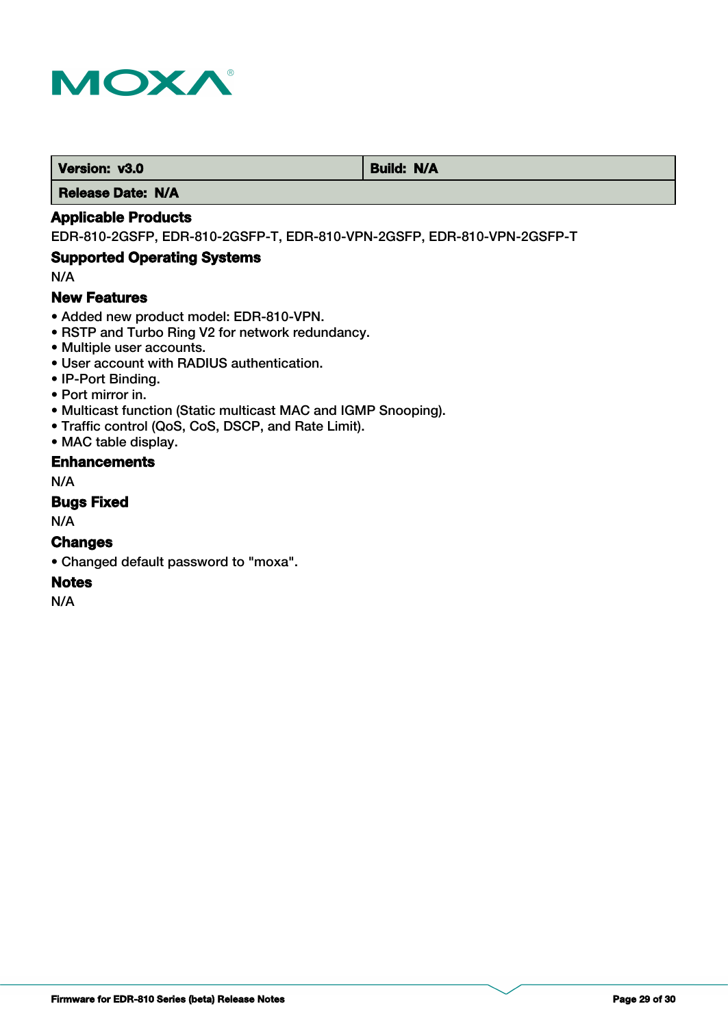| Version: v3.0 | Build: N/A |
| --- | --- |
| Release Date: N/A | |

## Applicable Products

EDR-810-2GSFP, EDR-810-2GSFP-T, EDR-810-VPN-2GSFP, EDR-810-VPN-2GSFP-T

## Supported Operating Systems

N/A

## New Features

- Added new product model: EDR-810-VPN.
- RSTP and Turbo Ring V2 for network redundancy.
- Multiple user accounts.
- User account with RADIUS authentication.
- IP-Port Binding.
- Port mirror in.
- Multicast function (Static multicast MAC and IGMP Snooping).
- Traffic control (QoS, CoS, DSCP, and Rate Limit).
- MAC table display.

## Enhancements

N/A

## Bugs Fixed

N/A

## Changes

- Changed default password to "moxa".

## Notes

N/A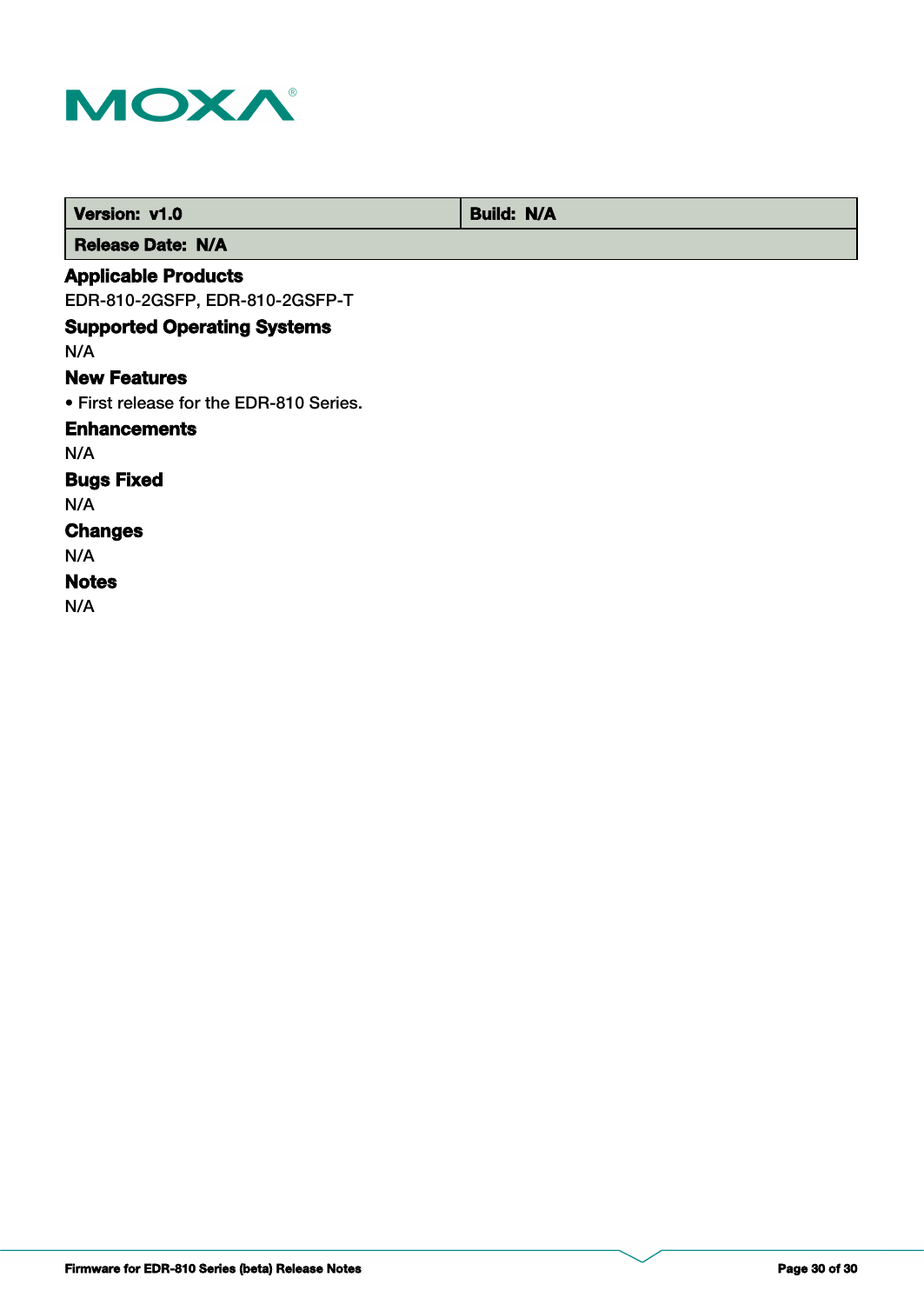| Version: v1.0 | Build: N/A |
| --- | --- |
| Release Date: N/A | |

### Applicable Products

EDR-810-2GSFP, EDR-810-2GSFP-T

### Supported Operating Systems

N/A

### New Features

• First release for the EDR-810 Series.

### Enhancements

N/A

### Bugs Fixed

N/A

### Changes

N/A

### Notes

N/A